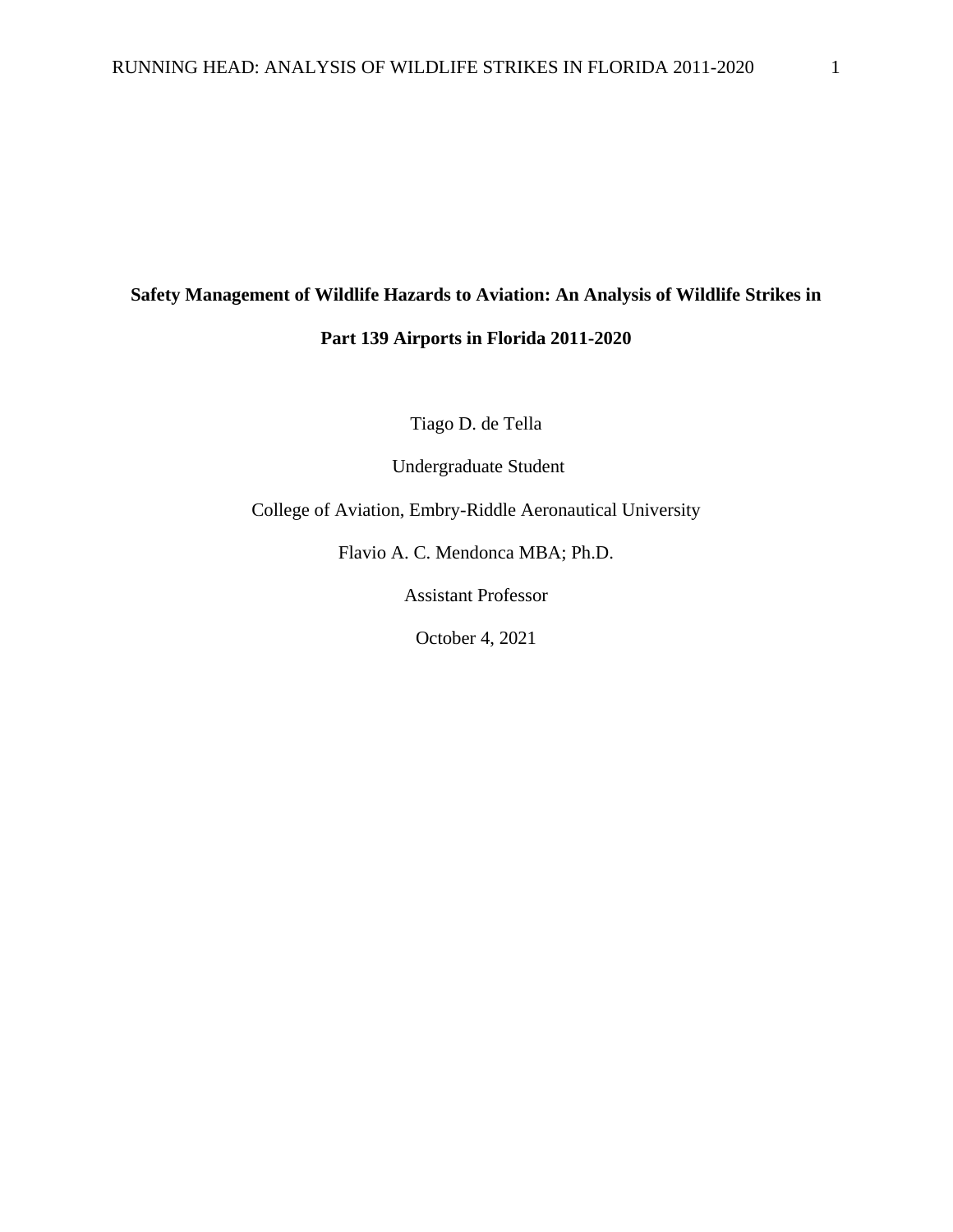# Safety Management of Wildlife Hazards to Aviation: An Analysis of Wildlife Strikes in Part 139 Airports in Florida 2011-2020

Tiago D. de Tella

Undergraduate Student

College of Aviation, Embry-Riddle Aeronautical University

Flavio A. C. Mendonca MBA; Ph.D.

Assistant Professor

October 4, 2021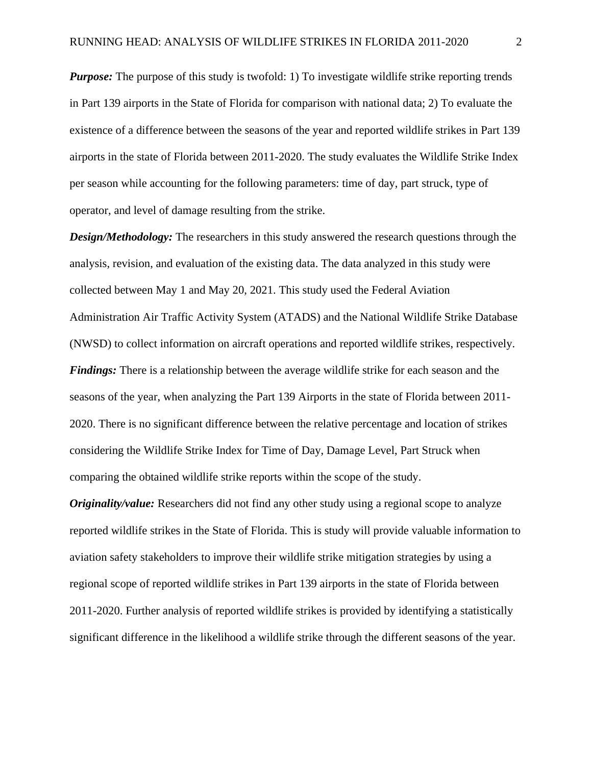***Purpose:*** The purpose of this study is twofold: 1) To investigate wildlife strike reporting trends in Part 139 airports in the State of Florida for comparison with national data; 2) To evaluate the existence of a difference between the seasons of the year and reported wildlife strikes in Part 139 airports in the state of Florida between 2011-2020. The study evaluates the Wildlife Strike Index per season while accounting for the following parameters: time of day, part struck, type of operator, and level of damage resulting from the strike.

***Design/Methodology:*** The researchers in this study answered the research questions through the analysis, revision, and evaluation of the existing data. The data analyzed in this study were collected between May 1 and May 20, 2021. This study used the Federal Aviation Administration Air Traffic Activity System (ATADS) and the National Wildlife Strike Database (NWSD) to collect information on aircraft operations and reported wildlife strikes, respectively.

***Findings:*** There is a relationship between the average wildlife strike for each season and the seasons of the year, when analyzing the Part 139 Airports in the state of Florida between 2011-2020. There is no significant difference between the relative percentage and location of strikes considering the Wildlife Strike Index for Time of Day, Damage Level, Part Struck when comparing the obtained wildlife strike reports within the scope of the study.

***Originality/value:*** Researchers did not find any other study using a regional scope to analyze reported wildlife strikes in the State of Florida. This is study will provide valuable information to aviation safety stakeholders to improve their wildlife strike mitigation strategies by using a regional scope of reported wildlife strikes in Part 139 airports in the state of Florida between 2011-2020. Further analysis of reported wildlife strikes is provided by identifying a statistically significant difference in the likelihood a wildlife strike through the different seasons of the year.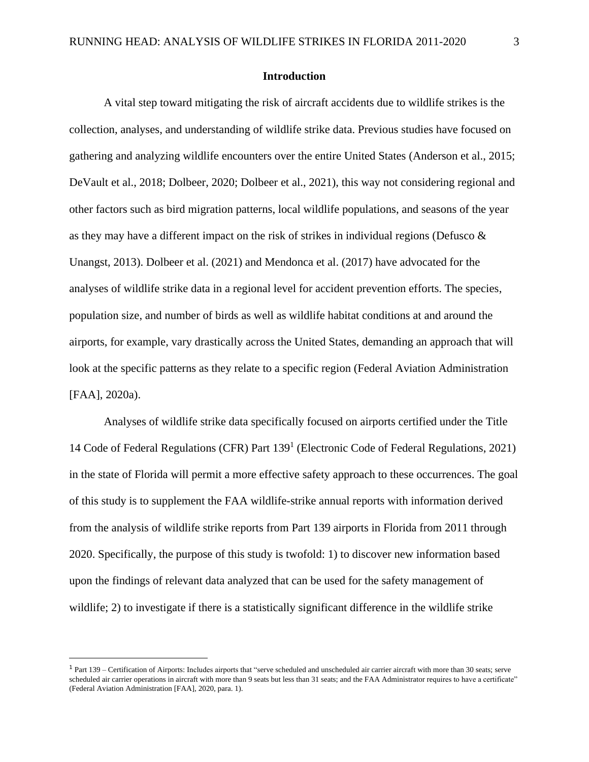## Introduction

A vital step toward mitigating the risk of aircraft accidents due to wildlife strikes is the collection, analyses, and understanding of wildlife strike data. Previous studies have focused on gathering and analyzing wildlife encounters over the entire United States (Anderson et al., 2015; DeVault et al., 2018; Dolbeer, 2020; Dolbeer et al., 2021), this way not considering regional and other factors such as bird migration patterns, local wildlife populations, and seasons of the year as they may have a different impact on the risk of strikes in individual regions (Defusco & Unangst, 2013). Dolbeer et al. (2021) and Mendonca et al. (2017) have advocated for the analyses of wildlife strike data in a regional level for accident prevention efforts. The species, population size, and number of birds as well as wildlife habitat conditions at and around the airports, for example, vary drastically across the United States, demanding an approach that will look at the specific patterns as they relate to a specific region (Federal Aviation Administration [FAA], 2020a).

Analyses of wildlife strike data specifically focused on airports certified under the Title 14 Code of Federal Regulations (CFR) Part 139[1] (Electronic Code of Federal Regulations, 2021) in the state of Florida will permit a more effective safety approach to these occurrences. The goal of this study is to supplement the FAA wildlife-strike annual reports with information derived from the analysis of wildlife strike reports from Part 139 airports in Florida from 2011 through 2020. Specifically, the purpose of this study is twofold: 1) to discover new information based upon the findings of relevant data analyzed that can be used for the safety management of wildlife; 2) to investigate if there is a statistically significant difference in the wildlife strike

[1] Part 139 – Certification of Airports: Includes airports that "serve scheduled and unscheduled air carrier aircraft with more than 30 seats; serve scheduled air carrier operations in aircraft with more than 9 seats but less than 31 seats; and the FAA Administrator requires to have a certificate" (Federal Aviation Administration [FAA], 2020, para. 1).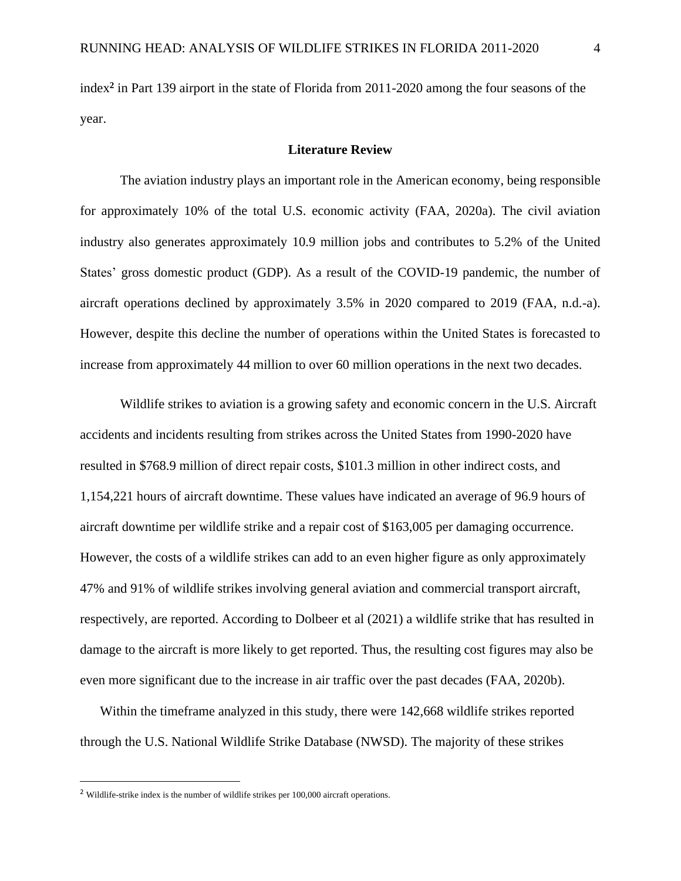index[2] in Part 139 airport in the state of Florida from 2011-2020 among the four seasons of the year.

## Literature Review

The aviation industry plays an important role in the American economy, being responsible for approximately 10% of the total U.S. economic activity (FAA, 2020a). The civil aviation industry also generates approximately 10.9 million jobs and contributes to 5.2% of the United States' gross domestic product (GDP). As a result of the COVID-19 pandemic, the number of aircraft operations declined by approximately 3.5% in 2020 compared to 2019 (FAA, n.d.-a). However, despite this decline the number of operations within the United States is forecasted to increase from approximately 44 million to over 60 million operations in the next two decades.

Wildlife strikes to aviation is a growing safety and economic concern in the U.S. Aircraft accidents and incidents resulting from strikes across the United States from 1990-2020 have resulted in $768.9 million of direct repair costs, $101.3 million in other indirect costs, and 1,154,221 hours of aircraft downtime. These values have indicated an average of 96.9 hours of aircraft downtime per wildlife strike and a repair cost of $163,005 per damaging occurrence. However, the costs of a wildlife strikes can add to an even higher figure as only approximately 47% and 91% of wildlife strikes involving general aviation and commercial transport aircraft, respectively, are reported. According to Dolbeer et al (2021) a wildlife strike that has resulted in damage to the aircraft is more likely to get reported. Thus, the resulting cost figures may also be even more significant due to the increase in air traffic over the past decades (FAA, 2020b).

Within the timeframe analyzed in this study, there were 142,668 wildlife strikes reported through the U.S. National Wildlife Strike Database (NWSD). The majority of these strikes

---

[2] Wildlife-strike index is the number of wildlife strikes per 100,000 aircraft operations.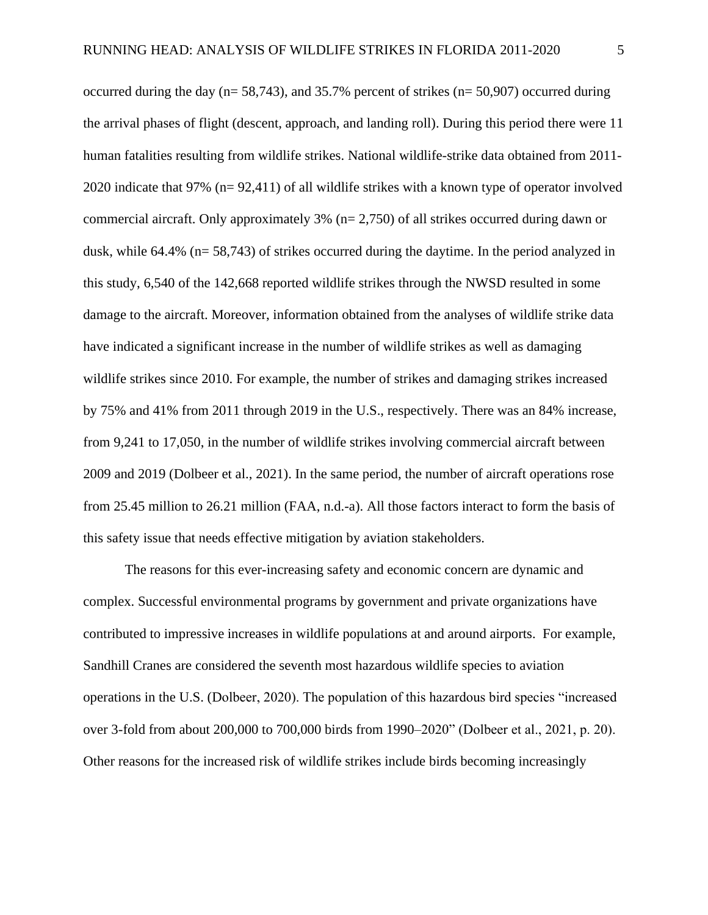occurred during the day (n= 58,743), and 35.7% percent of strikes (n= 50,907) occurred during the arrival phases of flight (descent, approach, and landing roll). During this period there were 11 human fatalities resulting from wildlife strikes. National wildlife-strike data obtained from 2011-2020 indicate that 97% (n= 92,411) of all wildlife strikes with a known type of operator involved commercial aircraft. Only approximately 3% (n= 2,750) of all strikes occurred during dawn or dusk, while 64.4% (n= 58,743) of strikes occurred during the daytime. In the period analyzed in this study, 6,540 of the 142,668 reported wildlife strikes through the NWSD resulted in some damage to the aircraft. Moreover, information obtained from the analyses of wildlife strike data have indicated a significant increase in the number of wildlife strikes as well as damaging wildlife strikes since 2010. For example, the number of strikes and damaging strikes increased by 75% and 41% from 2011 through 2019 in the U.S., respectively. There was an 84% increase, from 9,241 to 17,050, in the number of wildlife strikes involving commercial aircraft between 2009 and 2019 (Dolbeer et al., 2021). In the same period, the number of aircraft operations rose from 25.45 million to 26.21 million (FAA, n.d.-a). All those factors interact to form the basis of this safety issue that needs effective mitigation by aviation stakeholders.

The reasons for this ever-increasing safety and economic concern are dynamic and complex. Successful environmental programs by government and private organizations have contributed to impressive increases in wildlife populations at and around airports. For example, Sandhill Cranes are considered the seventh most hazardous wildlife species to aviation operations in the U.S. (Dolbeer, 2020). The population of this hazardous bird species "increased over 3-fold from about 200,000 to 700,000 birds from 1990–2020" (Dolbeer et al., 2021, p. 20). Other reasons for the increased risk of wildlife strikes include birds becoming increasingly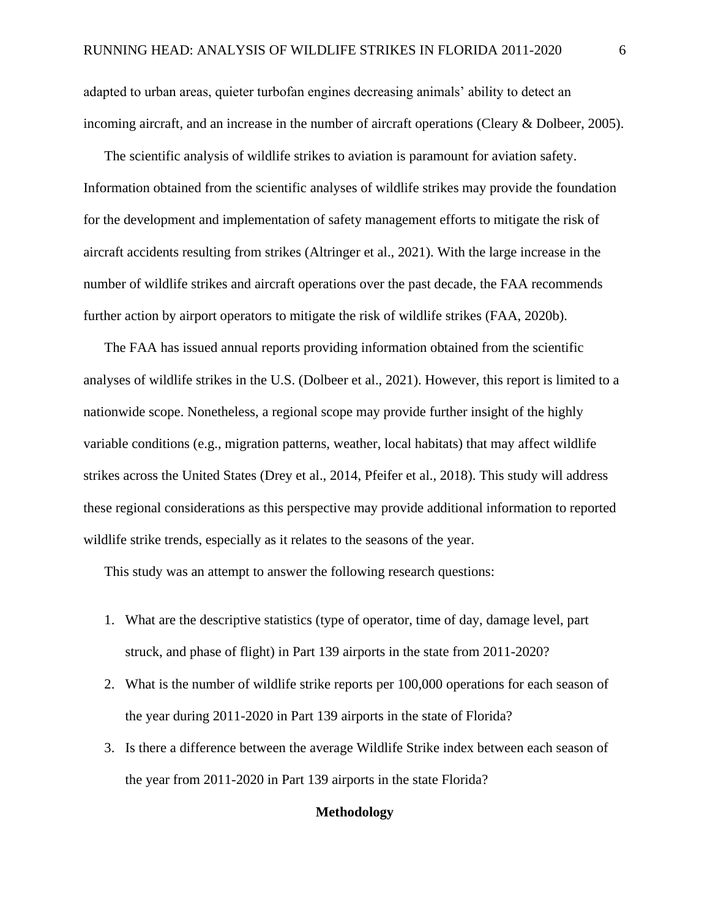adapted to urban areas, quieter turbofan engines decreasing animals' ability to detect an incoming aircraft, and an increase in the number of aircraft operations (Cleary & Dolbeer, 2005).

The scientific analysis of wildlife strikes to aviation is paramount for aviation safety. Information obtained from the scientific analyses of wildlife strikes may provide the foundation for the development and implementation of safety management efforts to mitigate the risk of aircraft accidents resulting from strikes (Altringer et al., 2021). With the large increase in the number of wildlife strikes and aircraft operations over the past decade, the FAA recommends further action by airport operators to mitigate the risk of wildlife strikes (FAA, 2020b).

The FAA has issued annual reports providing information obtained from the scientific analyses of wildlife strikes in the U.S. (Dolbeer et al., 2021). However, this report is limited to a nationwide scope. Nonetheless, a regional scope may provide further insight of the highly variable conditions (e.g., migration patterns, weather, local habitats) that may affect wildlife strikes across the United States (Drey et al., 2014, Pfeifer et al., 2018). This study will address these regional considerations as this perspective may provide additional information to reported wildlife strike trends, especially as it relates to the seasons of the year.

This study was an attempt to answer the following research questions:

1. What are the descriptive statistics (type of operator, time of day, damage level, part struck, and phase of flight) in Part 139 airports in the state from 2011-2020?
2. What is the number of wildlife strike reports per 100,000 operations for each season of the year during 2011-2020 in Part 139 airports in the state of Florida?
3. Is there a difference between the average Wildlife Strike index between each season of the year from 2011-2020 in Part 139 airports in the state Florida?

## Methodology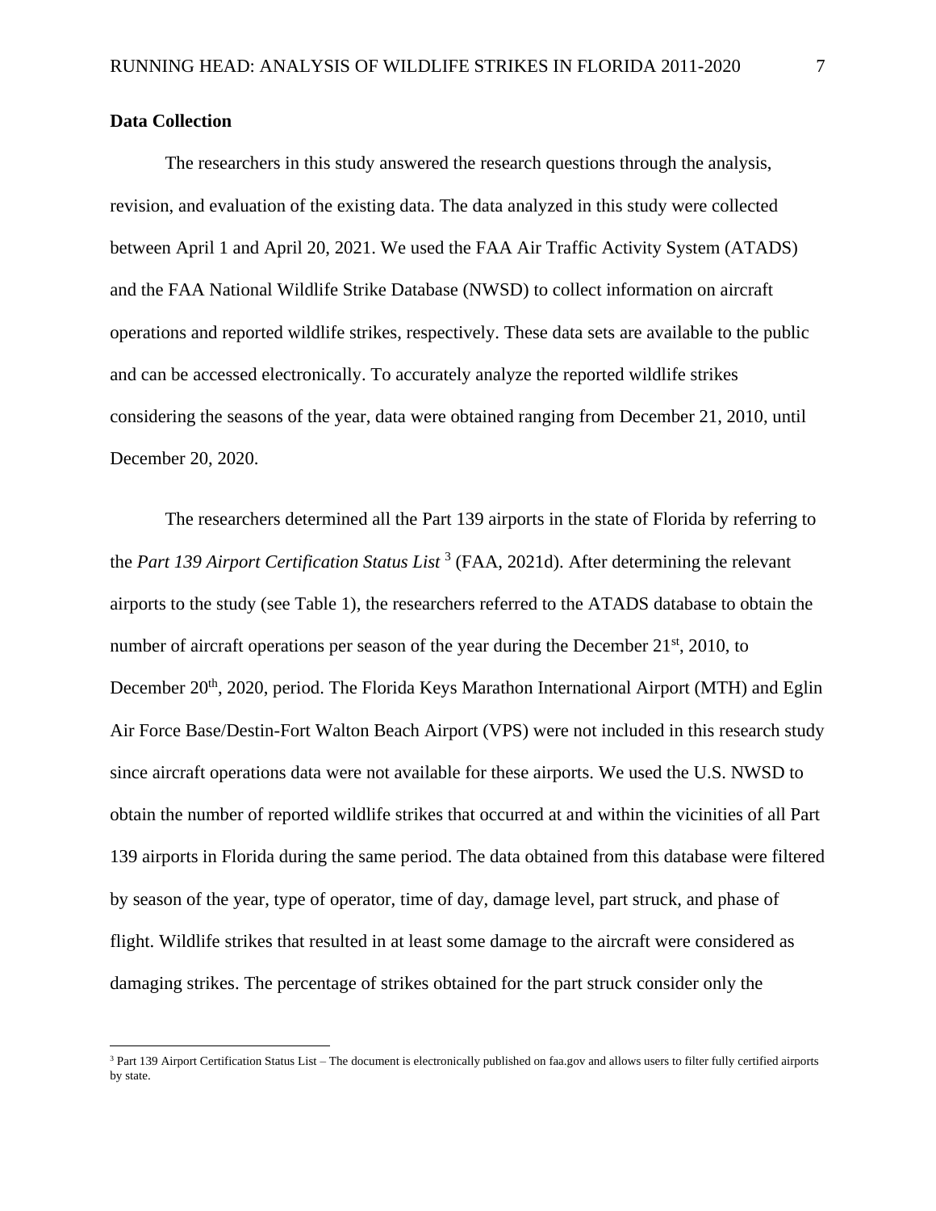**Data Collection**

The researchers in this study answered the research questions through the analysis, revision, and evaluation of the existing data. The data analyzed in this study were collected between April 1 and April 20, 2021. We used the FAA Air Traffic Activity System (ATADS) and the FAA National Wildlife Strike Database (NWSD) to collect information on aircraft operations and reported wildlife strikes, respectively. These data sets are available to the public and can be accessed electronically. To accurately analyze the reported wildlife strikes considering the seasons of the year, data were obtained ranging from December 21, 2010, until December 20, 2020.

The researchers determined all the Part 139 airports in the state of Florida by referring to the *Part 139 Airport Certification Status List* [3] (FAA, 2021d). After determining the relevant airports to the study (see Table 1), the researchers referred to the ATADS database to obtain the number of aircraft operations per season of the year during the December 21st, 2010, to December 20th, 2020, period. The Florida Keys Marathon International Airport (MTH) and Eglin Air Force Base/Destin-Fort Walton Beach Airport (VPS) were not included in this research study since aircraft operations data were not available for these airports. We used the U.S. NWSD to obtain the number of reported wildlife strikes that occurred at and within the vicinities of all Part 139 airports in Florida during the same period. The data obtained from this database were filtered by season of the year, type of operator, time of day, damage level, part struck, and phase of flight. Wildlife strikes that resulted in at least some damage to the aircraft were considered as damaging strikes. The percentage of strikes obtained for the part struck consider only the

[3] Part 139 Airport Certification Status List – The document is electronically published on faa.gov and allows users to filter fully certified airports by state.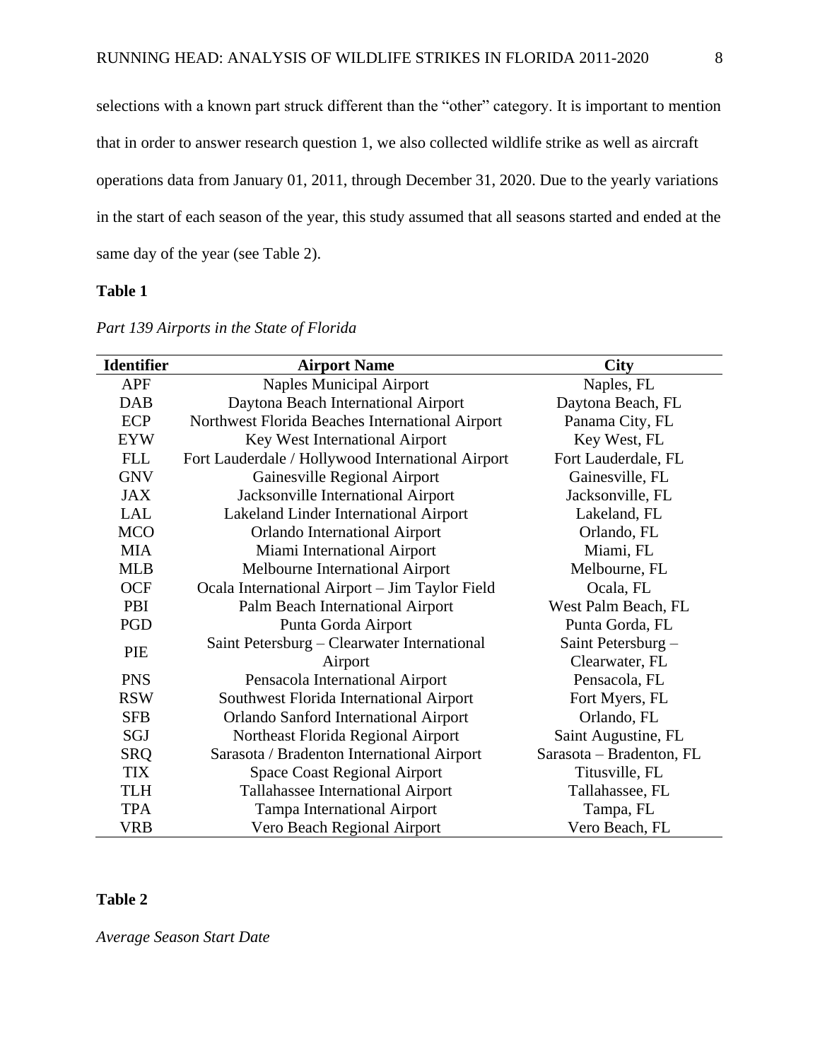selections with a known part struck different than the "other" category. It is important to mention that in order to answer research question 1, we also collected wildlife strike as well as aircraft operations data from January 01, 2011, through December 31, 2020. Due to the yearly variations in the start of each season of the year, this study assumed that all seasons started and ended at the same day of the year (see Table 2).

**Table 1**

*Part 139 Airports in the State of Florida*

| Identifier | Airport Name | City |
|---|---|---|
| APF | Naples Municipal Airport | Naples, FL |
| DAB | Daytona Beach International Airport | Daytona Beach, FL |
| ECP | Northwest Florida Beaches International Airport | Panama City, FL |
| EYW | Key West International Airport | Key West, FL |
| FLL | Fort Lauderdale / Hollywood International Airport | Fort Lauderdale, FL |
| GNV | Gainesville Regional Airport | Gainesville, FL |
| JAX | Jacksonville International Airport | Jacksonville, FL |
| LAL | Lakeland Linder International Airport | Lakeland, FL |
| MCO | Orlando International Airport | Orlando, FL |
| MIA | Miami International Airport | Miami, FL |
| MLB | Melbourne International Airport | Melbourne, FL |
| OCF | Ocala International Airport – Jim Taylor Field | Ocala, FL |
| PBI | Palm Beach International Airport | West Palm Beach, FL |
| PGD | Punta Gorda Airport | Punta Gorda, FL |
| PIE | Saint Petersburg – Clearwater International Airport | Saint Petersburg – Clearwater, FL |
| PNS | Pensacola International Airport | Pensacola, FL |
| RSW | Southwest Florida International Airport | Fort Myers, FL |
| SFB | Orlando Sanford International Airport | Orlando, FL |
| SGJ | Northeast Florida Regional Airport | Saint Augustine, FL |
| SRQ | Sarasota / Bradenton International Airport | Sarasota – Bradenton, FL |
| TIX | Space Coast Regional Airport | Titusville, FL |
| TLH | Tallahassee International Airport | Tallahassee, FL |
| TPA | Tampa International Airport | Tampa, FL |
| VRB | Vero Beach Regional Airport | Vero Beach, FL |

**Table 2**

*Average Season Start Date*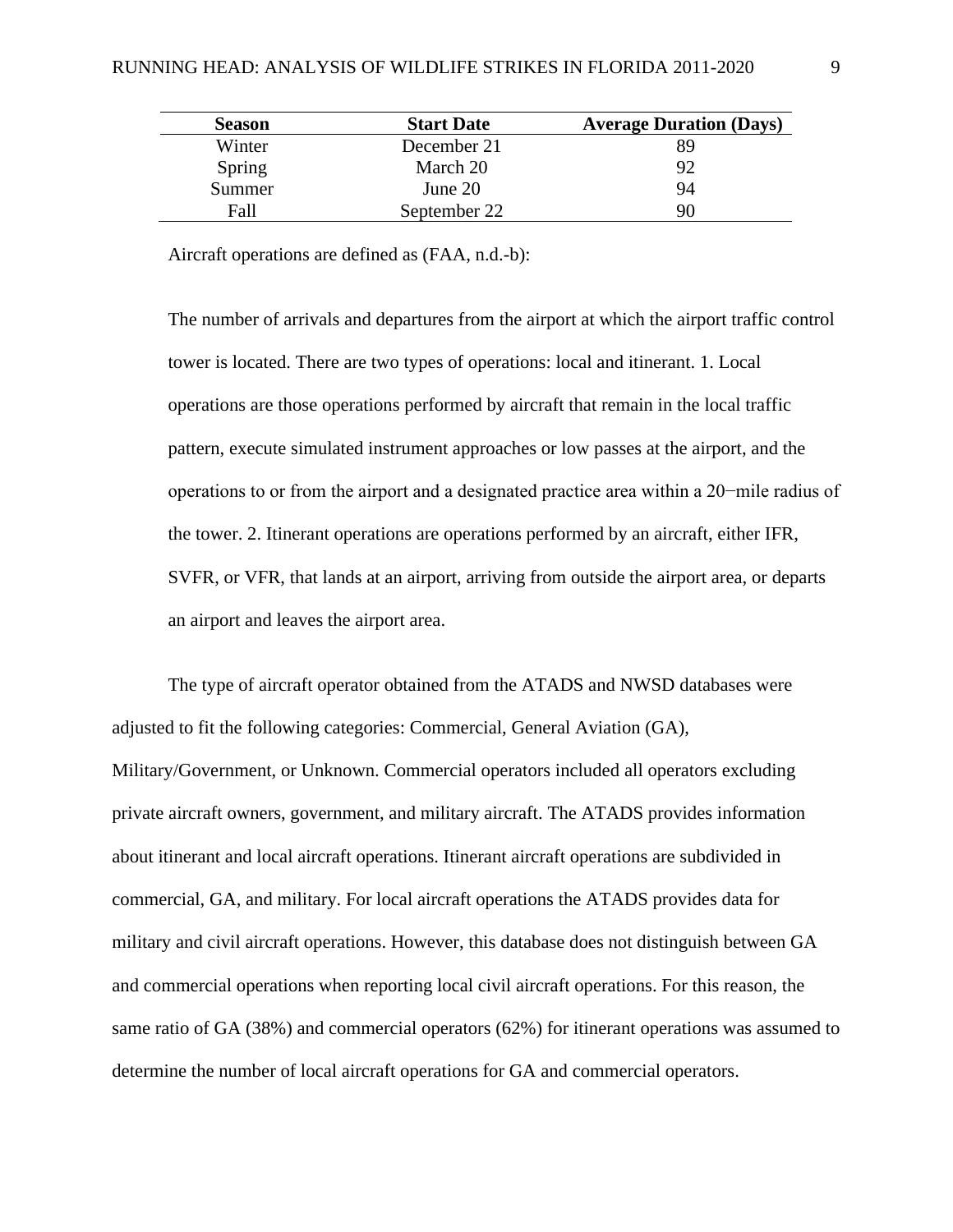| Season | Start Date | Average Duration (Days) |
|---|---|---|
| Winter | December 21 | 89 |
| Spring | March 20 | 92 |
| Summer | June 20 | 94 |
| Fall | September 22 | 90 |

Aircraft operations are defined as (FAA, n.d.-b):

> The number of arrivals and departures from the airport at which the airport traffic control tower is located. There are two types of operations: local and itinerant. 1. Local operations are those operations performed by aircraft that remain in the local traffic pattern, execute simulated instrument approaches or low passes at the airport, and the operations to or from the airport and a designated practice area within a 20−mile radius of the tower. 2. Itinerant operations are operations performed by an aircraft, either IFR, SVFR, or VFR, that lands at an airport, arriving from outside the airport area, or departs an airport and leaves the airport area.

The type of aircraft operator obtained from the ATADS and NWSD databases were adjusted to fit the following categories: Commercial, General Aviation (GA), Military/Government, or Unknown. Commercial operators included all operators excluding private aircraft owners, government, and military aircraft. The ATADS provides information about itinerant and local aircraft operations. Itinerant aircraft operations are subdivided in commercial, GA, and military. For local aircraft operations the ATADS provides data for military and civil aircraft operations. However, this database does not distinguish between GA and commercial operations when reporting local civil aircraft operations. For this reason, the same ratio of GA (38%) and commercial operators (62%) for itinerant operations was assumed to determine the number of local aircraft operations for GA and commercial operators.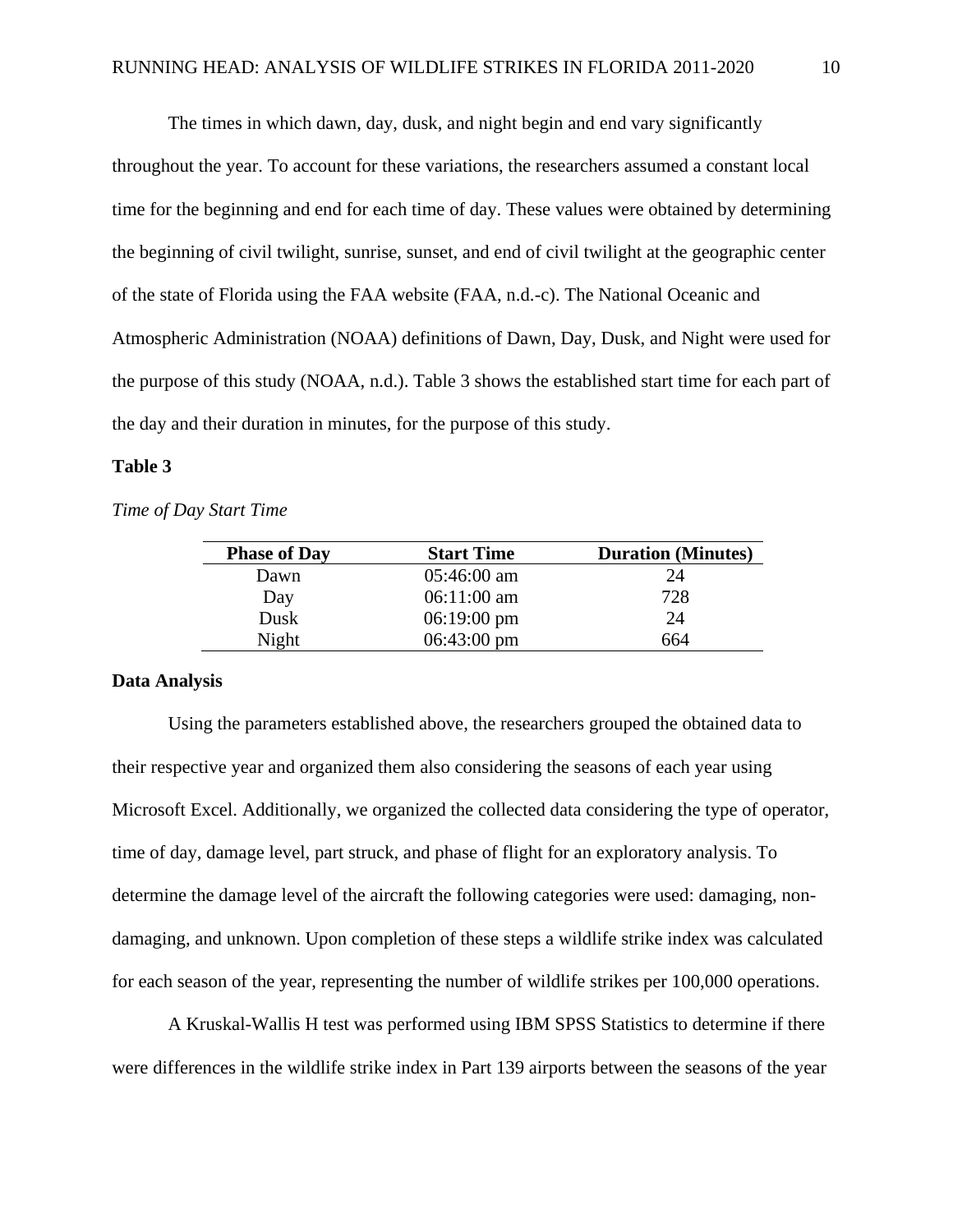The times in which dawn, day, dusk, and night begin and end vary significantly throughout the year. To account for these variations, the researchers assumed a constant local time for the beginning and end for each time of day. These values were obtained by determining the beginning of civil twilight, sunrise, sunset, and end of civil twilight at the geographic center of the state of Florida using the FAA website (FAA, n.d.-c). The National Oceanic and Atmospheric Administration (NOAA) definitions of Dawn, Day, Dusk, and Night were used for the purpose of this study (NOAA, n.d.). Table 3 shows the established start time for each part of the day and their duration in minutes, for the purpose of this study.

**Table 3**

*Time of Day Start Time*

| Phase of Day | Start Time | Duration (Minutes) |
|---|---|---|
| Dawn | 05:46:00 am | 24 |
| Day | 06:11:00 am | 728 |
| Dusk | 06:19:00 pm | 24 |
| Night | 06:43:00 pm | 664 |

**Data Analysis**

Using the parameters established above, the researchers grouped the obtained data to their respective year and organized them also considering the seasons of each year using Microsoft Excel. Additionally, we organized the collected data considering the type of operator, time of day, damage level, part struck, and phase of flight for an exploratory analysis. To determine the damage level of the aircraft the following categories were used: damaging, non-damaging, and unknown. Upon completion of these steps a wildlife strike index was calculated for each season of the year, representing the number of wildlife strikes per 100,000 operations.

A Kruskal-Wallis H test was performed using IBM SPSS Statistics to determine if there were differences in the wildlife strike index in Part 139 airports between the seasons of the year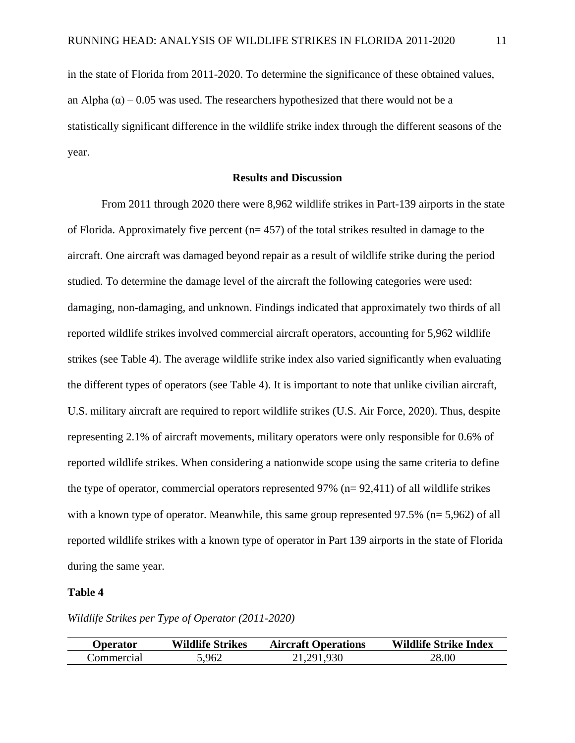in the state of Florida from 2011-2020. To determine the significance of these obtained values, an Alpha (α) – 0.05 was used. The researchers hypothesized that there would not be a statistically significant difference in the wildlife strike index through the different seasons of the year.

## Results and Discussion

From 2011 through 2020 there were 8,962 wildlife strikes in Part-139 airports in the state of Florida. Approximately five percent (n= 457) of the total strikes resulted in damage to the aircraft. One aircraft was damaged beyond repair as a result of wildlife strike during the period studied. To determine the damage level of the aircraft the following categories were used: damaging, non-damaging, and unknown. Findings indicated that approximately two thirds of all reported wildlife strikes involved commercial aircraft operators, accounting for 5,962 wildlife strikes (see Table 4). The average wildlife strike index also varied significantly when evaluating the different types of operators (see Table 4). It is important to note that unlike civilian aircraft, U.S. military aircraft are required to report wildlife strikes (U.S. Air Force, 2020). Thus, despite representing 2.1% of aircraft movements, military operators were only responsible for 0.6% of reported wildlife strikes. When considering a nationwide scope using the same criteria to define the type of operator, commercial operators represented 97% (n= 92,411) of all wildlife strikes with a known type of operator. Meanwhile, this same group represented 97.5% (n= 5,962) of all reported wildlife strikes with a known type of operator in Part 139 airports in the state of Florida during the same year.

**Table 4**

*Wildlife Strikes per Type of Operator (2011-2020)*

| Operator | Wildlife Strikes | Aircraft Operations | Wildlife Strike Index |
|---|---|---|---|
| Commercial | 5,962 | 21,291,930 | 28.00 |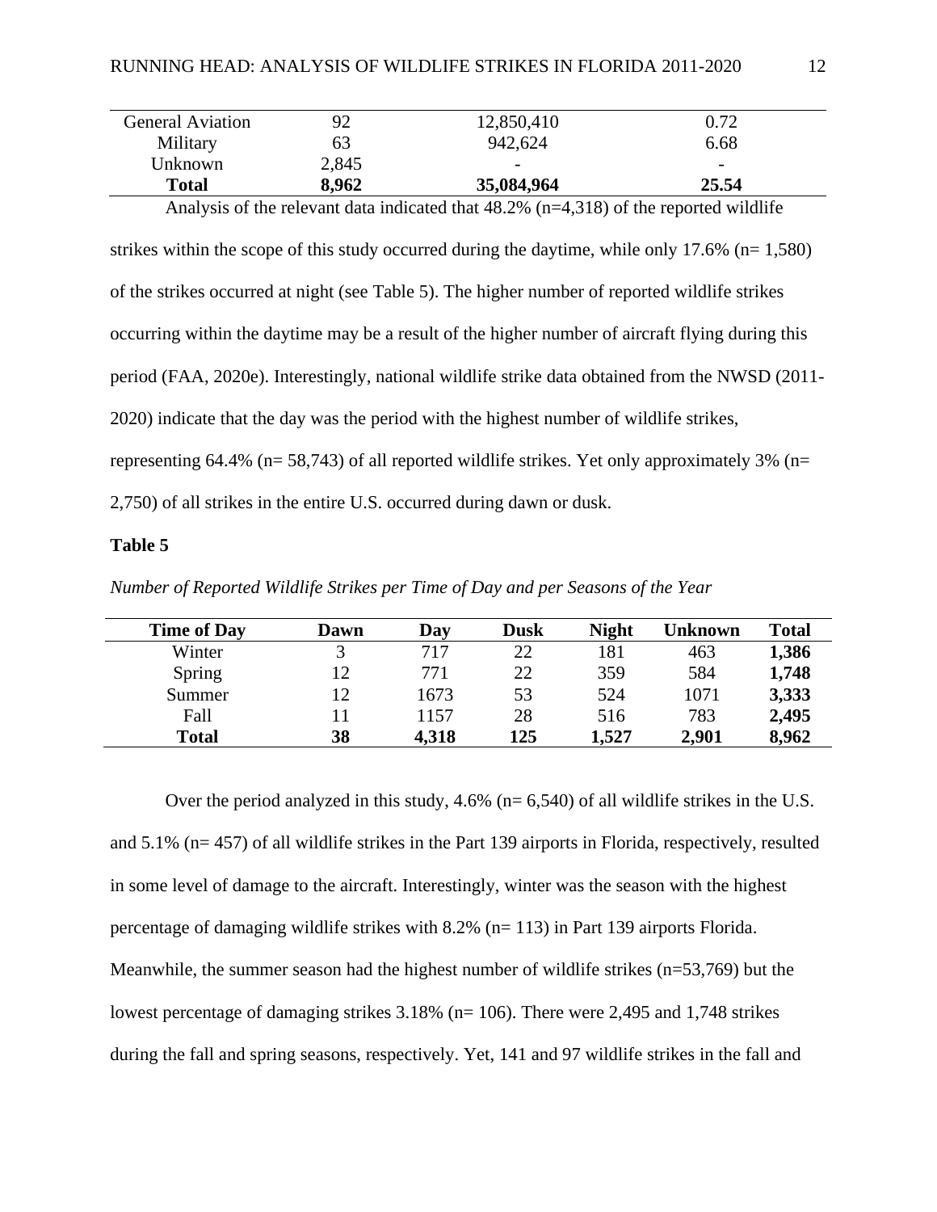| | | | |
|---|---|---|---|
| General Aviation | 92 | 12,850,410 | 0.72 |
| Military | 63 | 942,624 | 6.68 |
| Unknown | 2,845 | - | - |
| **Total** | **8,962** | **35,084,964** | **25.54** |

Analysis of the relevant data indicated that 48.2% (n=4,318) of the reported wildlife strikes within the scope of this study occurred during the daytime, while only 17.6% (n= 1,580) of the strikes occurred at night (see Table 5). The higher number of reported wildlife strikes occurring within the daytime may be a result of the higher number of aircraft flying during this period (FAA, 2020e). Interestingly, national wildlife strike data obtained from the NWSD (2011-2020) indicate that the day was the period with the highest number of wildlife strikes, representing 64.4% (n= 58,743) of all reported wildlife strikes. Yet only approximately 3% (n= 2,750) of all strikes in the entire U.S. occurred during dawn or dusk.

**Table 5**

*Number of Reported Wildlife Strikes per Time of Day and per Seasons of the Year*

| Time of Day | Dawn | Day | Dusk | Night | Unknown | Total |
|---|---|---|---|---|---|---|
| Winter | 3 | 717 | 22 | 181 | 463 | **1,386** |
| Spring | 12 | 771 | 22 | 359 | 584 | **1,748** |
| Summer | 12 | 1673 | 53 | 524 | 1071 | **3,333** |
| Fall | 11 | 1157 | 28 | 516 | 783 | **2,495** |
| **Total** | **38** | **4,318** | **125** | **1,527** | **2,901** | **8,962** |

Over the period analyzed in this study, 4.6% (n= 6,540) of all wildlife strikes in the U.S. and 5.1% (n= 457) of all wildlife strikes in the Part 139 airports in Florida, respectively, resulted in some level of damage to the aircraft. Interestingly, winter was the season with the highest percentage of damaging wildlife strikes with 8.2% (n= 113) in Part 139 airports Florida. Meanwhile, the summer season had the highest number of wildlife strikes (n=53,769) but the lowest percentage of damaging strikes 3.18% (n= 106). There were 2,495 and 1,748 strikes during the fall and spring seasons, respectively. Yet, 141 and 97 wildlife strikes in the fall and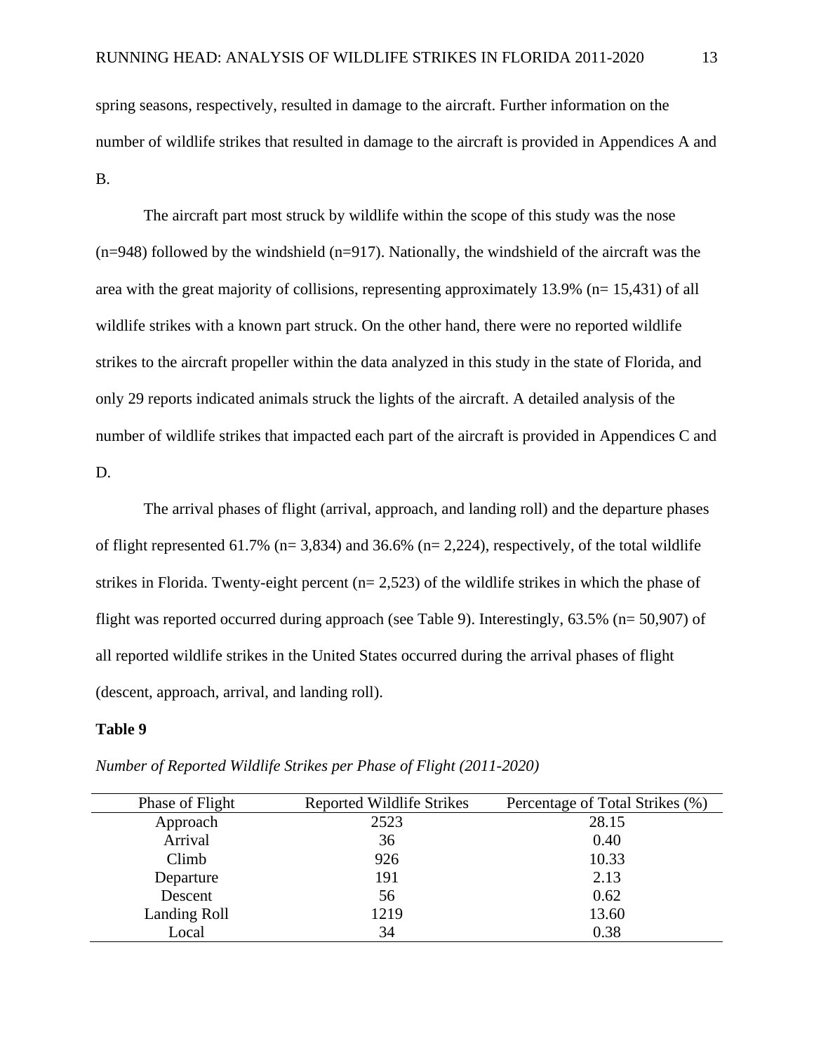spring seasons, respectively, resulted in damage to the aircraft. Further information on the number of wildlife strikes that resulted in damage to the aircraft is provided in Appendices A and B.

The aircraft part most struck by wildlife within the scope of this study was the nose (n=948) followed by the windshield (n=917). Nationally, the windshield of the aircraft was the area with the great majority of collisions, representing approximately 13.9% (n= 15,431) of all wildlife strikes with a known part struck. On the other hand, there were no reported wildlife strikes to the aircraft propeller within the data analyzed in this study in the state of Florida, and only 29 reports indicated animals struck the lights of the aircraft. A detailed analysis of the number of wildlife strikes that impacted each part of the aircraft is provided in Appendices C and D.

The arrival phases of flight (arrival, approach, and landing roll) and the departure phases of flight represented 61.7% (n= 3,834) and 36.6% (n= 2,224), respectively, of the total wildlife strikes in Florida. Twenty-eight percent (n= 2,523) of the wildlife strikes in which the phase of flight was reported occurred during approach (see Table 9). Interestingly, 63.5% (n= 50,907) of all reported wildlife strikes in the United States occurred during the arrival phases of flight (descent, approach, arrival, and landing roll).

**Table 9**

*Number of Reported Wildlife Strikes per Phase of Flight (2011-2020)*

| Phase of Flight | Reported Wildlife Strikes | Percentage of Total Strikes (%) |
|---|---|---|
| Approach | 2523 | 28.15 |
| Arrival | 36 | 0.40 |
| Climb | 926 | 10.33 |
| Departure | 191 | 2.13 |
| Descent | 56 | 0.62 |
| Landing Roll | 1219 | 13.60 |
| Local | 34 | 0.38 |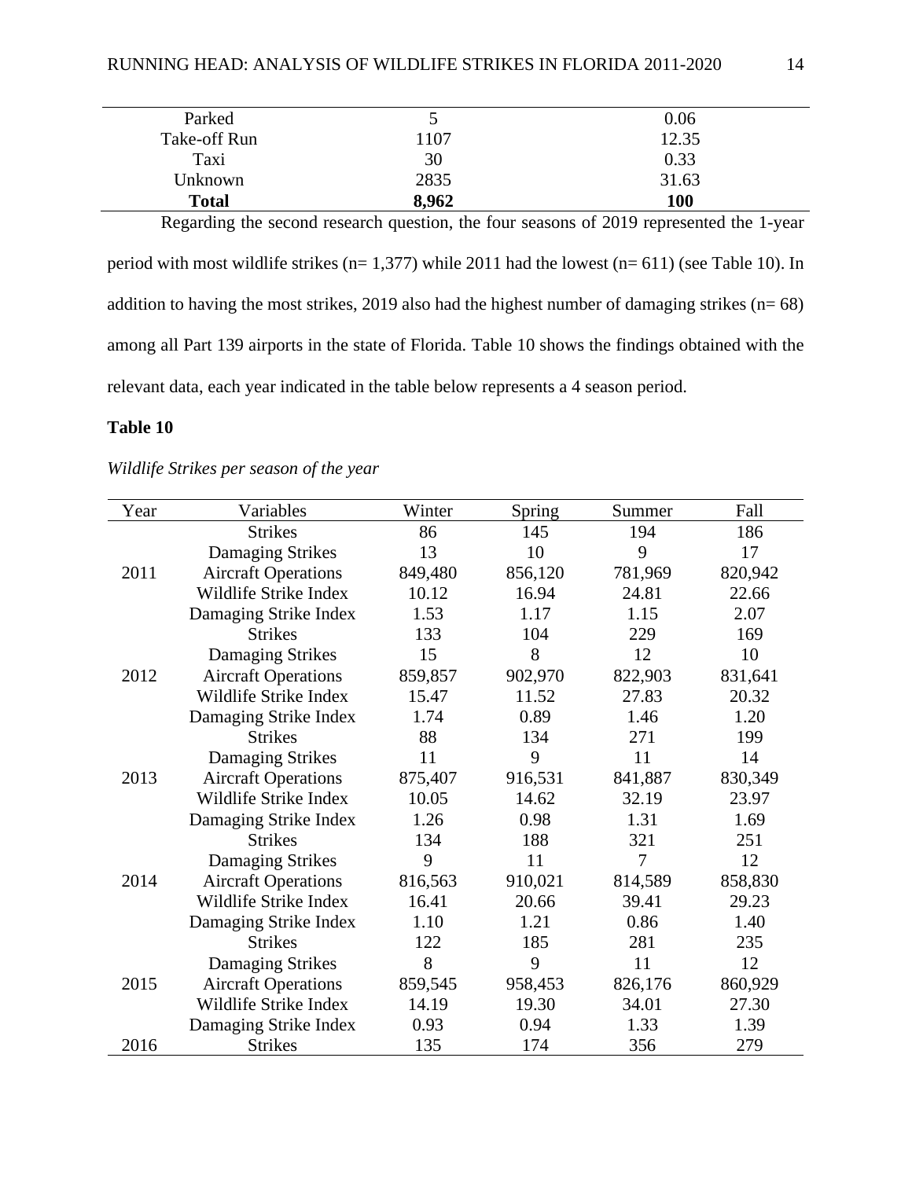| | | |
|---|---|---|
| Parked | 5 | 0.06 |
| Take-off Run | 1107 | 12.35 |
| Taxi | 30 | 0.33 |
| Unknown | 2835 | 31.63 |
| **Total** | **8,962** | **100** |

Regarding the second research question, the four seasons of 2019 represented the 1-year period with most wildlife strikes (n= 1,377) while 2011 had the lowest (n= 611) (see Table 10). In addition to having the most strikes, 2019 also had the highest number of damaging strikes (n= 68) among all Part 139 airports in the state of Florida. Table 10 shows the findings obtained with the relevant data, each year indicated in the table below represents a 4 season period.

**Table 10**

*Wildlife Strikes per season of the year*

| Year | Variables | Winter | Spring | Summer | Fall |
|---|---|---|---|---|---|
| 2011 | Strikes | 86 | 145 | 194 | 186 |
| | Damaging Strikes | 13 | 10 | 9 | 17 |
| | Aircraft Operations | 849,480 | 856,120 | 781,969 | 820,942 |
| | Wildlife Strike Index | 10.12 | 16.94 | 24.81 | 22.66 |
| | Damaging Strike Index | 1.53 | 1.17 | 1.15 | 2.07 |
| 2012 | Strikes | 133 | 104 | 229 | 169 |
| | Damaging Strikes | 15 | 8 | 12 | 10 |
| | Aircraft Operations | 859,857 | 902,970 | 822,903 | 831,641 |
| | Wildlife Strike Index | 15.47 | 11.52 | 27.83 | 20.32 |
| | Damaging Strike Index | 1.74 | 0.89 | 1.46 | 1.20 |
| 2013 | Strikes | 88 | 134 | 271 | 199 |
| | Damaging Strikes | 11 | 9 | 11 | 14 |
| | Aircraft Operations | 875,407 | 916,531 | 841,887 | 830,349 |
| | Wildlife Strike Index | 10.05 | 14.62 | 32.19 | 23.97 |
| | Damaging Strike Index | 1.26 | 0.98 | 1.31 | 1.69 |
| 2014 | Strikes | 134 | 188 | 321 | 251 |
| | Damaging Strikes | 9 | 11 | 7 | 12 |
| | Aircraft Operations | 816,563 | 910,021 | 814,589 | 858,830 |
| | Wildlife Strike Index | 16.41 | 20.66 | 39.41 | 29.23 |
| | Damaging Strike Index | 1.10 | 1.21 | 0.86 | 1.40 |
| 2015 | Strikes | 122 | 185 | 281 | 235 |
| | Damaging Strikes | 8 | 9 | 11 | 12 |
| | Aircraft Operations | 859,545 | 958,453 | 826,176 | 860,929 |
| | Wildlife Strike Index | 14.19 | 19.30 | 34.01 | 27.30 |
| | Damaging Strike Index | 0.93 | 0.94 | 1.33 | 1.39 |
| 2016 | Strikes | 135 | 174 | 356 | 279 |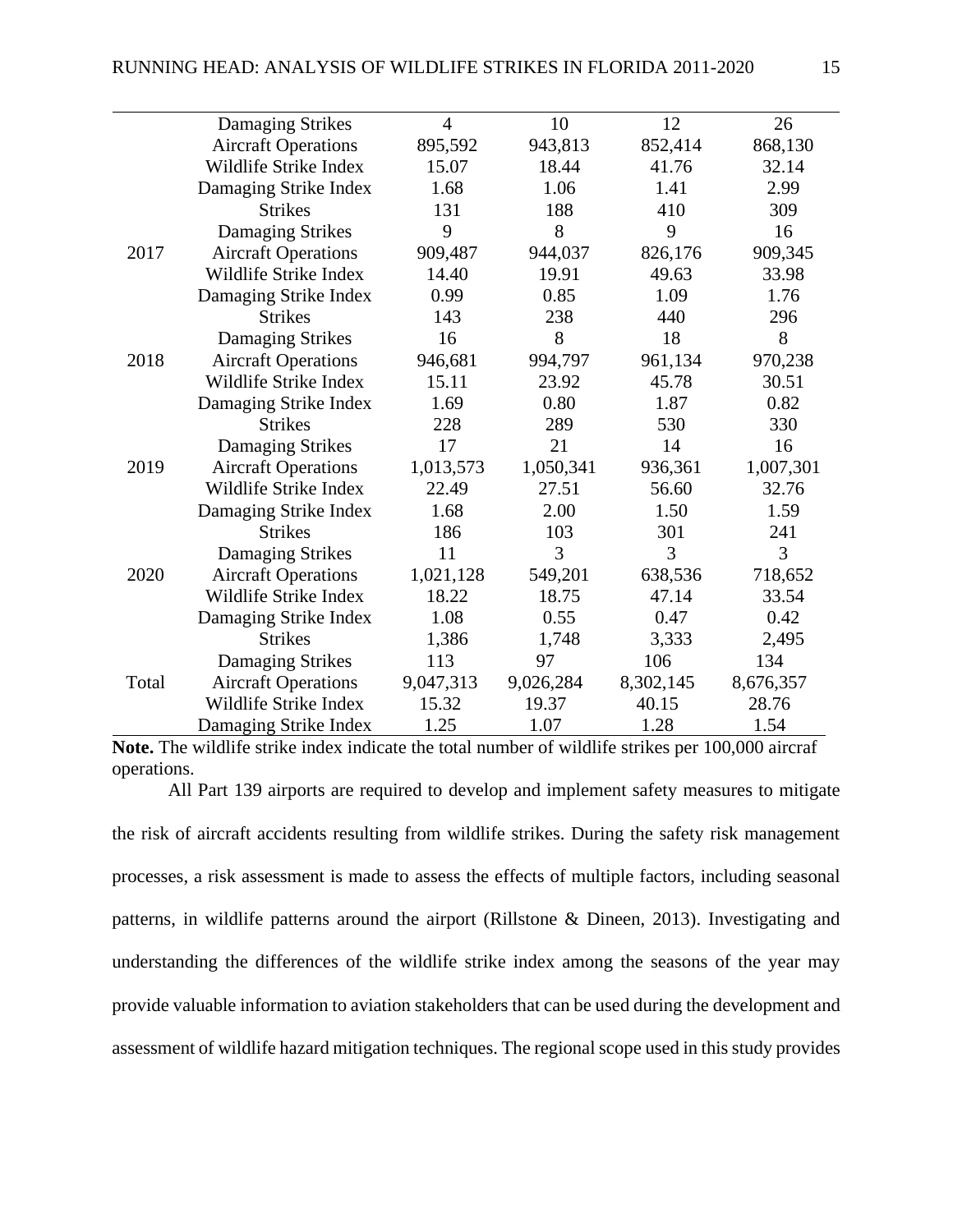| | | | | | |
|---|---|---|---|---|---|
| | Damaging Strikes | 4 | 10 | 12 | 26 |
| | Aircraft Operations | 895,592 | 943,813 | 852,414 | 868,130 |
| | Wildlife Strike Index | 15.07 | 18.44 | 41.76 | 32.14 |
| | Damaging Strike Index | 1.68 | 1.06 | 1.41 | 2.99 |
| | Strikes | 131 | 188 | 410 | 309 |
| | Damaging Strikes | 9 | 8 | 9 | 16 |
| 2017 | Aircraft Operations | 909,487 | 944,037 | 826,176 | 909,345 |
| | Wildlife Strike Index | 14.40 | 19.91 | 49.63 | 33.98 |
| | Damaging Strike Index | 0.99 | 0.85 | 1.09 | 1.76 |
| | Strikes | 143 | 238 | 440 | 296 |
| | Damaging Strikes | 16 | 8 | 18 | 8 |
| 2018 | Aircraft Operations | 946,681 | 994,797 | 961,134 | 970,238 |
| | Wildlife Strike Index | 15.11 | 23.92 | 45.78 | 30.51 |
| | Damaging Strike Index | 1.69 | 0.80 | 1.87 | 0.82 |
| | Strikes | 228 | 289 | 530 | 330 |
| | Damaging Strikes | 17 | 21 | 14 | 16 |
| 2019 | Aircraft Operations | 1,013,573 | 1,050,341 | 936,361 | 1,007,301 |
| | Wildlife Strike Index | 22.49 | 27.51 | 56.60 | 32.76 |
| | Damaging Strike Index | 1.68 | 2.00 | 1.50 | 1.59 |
| | Strikes | 186 | 103 | 301 | 241 |
| | Damaging Strikes | 11 | 3 | 3 | 3 |
| 2020 | Aircraft Operations | 1,021,128 | 549,201 | 638,536 | 718,652 |
| | Wildlife Strike Index | 18.22 | 18.75 | 47.14 | 33.54 |
| | Damaging Strike Index | 1.08 | 0.55 | 0.47 | 0.42 |
| | Strikes | 1,386 | 1,748 | 3,333 | 2,495 |
| | Damaging Strikes | 113 | 97 | 106 | 134 |
| Total | Aircraft Operations | 9,047,313 | 9,026,284 | 8,302,145 | 8,676,357 |
| | Wildlife Strike Index | 15.32 | 19.37 | 40.15 | 28.76 |
| | Damaging Strike Index | 1.25 | 1.07 | 1.28 | 1.54 |

**Note.** The wildlife strike index indicate the total number of wildlife strikes per 100,000 aircraf operations.

All Part 139 airports are required to develop and implement safety measures to mitigate the risk of aircraft accidents resulting from wildlife strikes. During the safety risk management processes, a risk assessment is made to assess the effects of multiple factors, including seasonal patterns, in wildlife patterns around the airport (Rillstone & Dineen, 2013). Investigating and understanding the differences of the wildlife strike index among the seasons of the year may provide valuable information to aviation stakeholders that can be used during the development and assessment of wildlife hazard mitigation techniques. The regional scope used in this study provides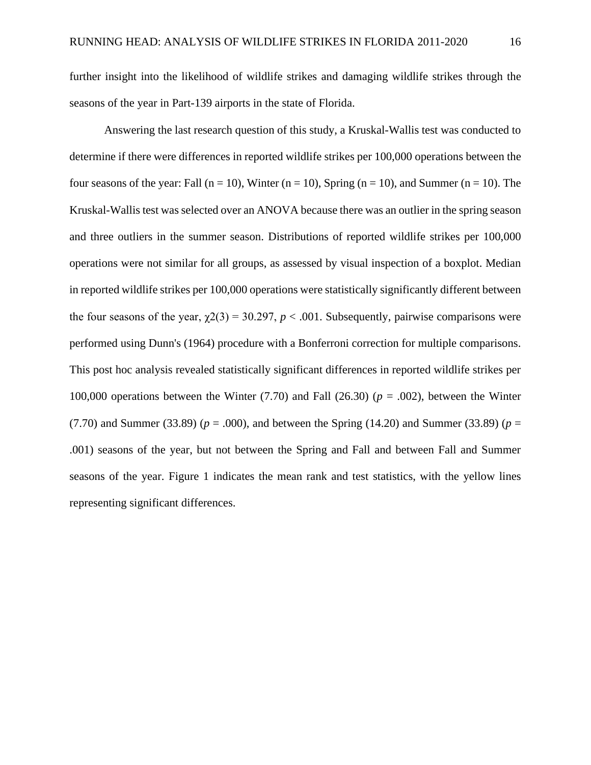further insight into the likelihood of wildlife strikes and damaging wildlife strikes through the seasons of the year in Part-139 airports in the state of Florida.

Answering the last research question of this study, a Kruskal-Wallis test was conducted to determine if there were differences in reported wildlife strikes per 100,000 operations between the four seasons of the year: Fall (n = 10), Winter (n = 10), Spring (n = 10), and Summer (n = 10). The Kruskal-Wallis test was selected over an ANOVA because there was an outlier in the spring season and three outliers in the summer season. Distributions of reported wildlife strikes per 100,000 operations were not similar for all groups, as assessed by visual inspection of a boxplot. Median in reported wildlife strikes per 100,000 operations were statistically significantly different between the four seasons of the year, $\chi2(3) = 30.297$, $p < .001$. Subsequently, pairwise comparisons were performed using Dunn's (1964) procedure with a Bonferroni correction for multiple comparisons. This post hoc analysis revealed statistically significant differences in reported wildlife strikes per 100,000 operations between the Winter (7.70) and Fall (26.30) ($p = .002$), between the Winter (7.70) and Summer (33.89) ($p = .000$), and between the Spring (14.20) and Summer (33.89) ($p = .001$) seasons of the year, but not between the Spring and Fall and between Fall and Summer seasons of the year. Figure 1 indicates the mean rank and test statistics, with the yellow lines representing significant differences.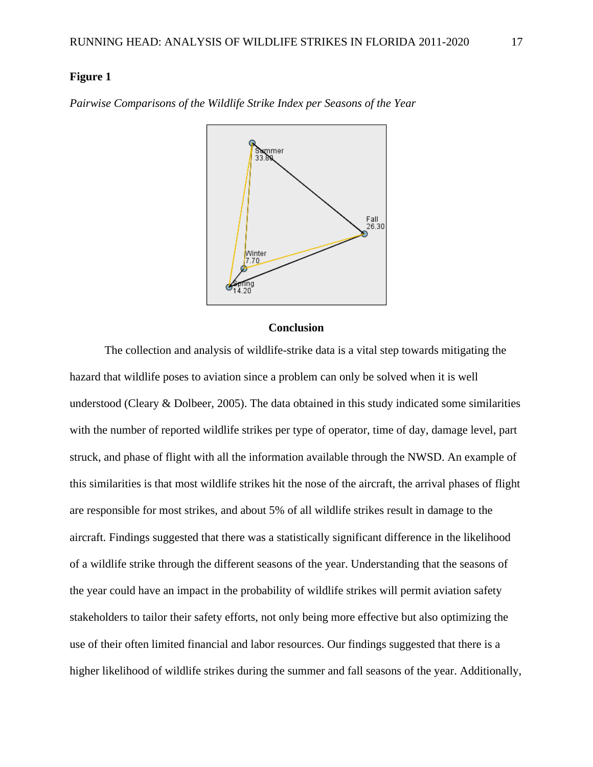**Figure 1**

*Pairwise Comparisons of the Wildlife Strike Index per Seasons of the Year*

Summer
33.80

Fall
26.30

Winter
7.70

Spring
14.20

## Conclusion

The collection and analysis of wildlife-strike data is a vital step towards mitigating the hazard that wildlife poses to aviation since a problem can only be solved when it is well understood (Cleary & Dolbeer, 2005). The data obtained in this study indicated some similarities with the number of reported wildlife strikes per type of operator, time of day, damage level, part struck, and phase of flight with all the information available through the NWSD. An example of this similarities is that most wildlife strikes hit the nose of the aircraft, the arrival phases of flight are responsible for most strikes, and about 5% of all wildlife strikes result in damage to the aircraft. Findings suggested that there was a statistically significant difference in the likelihood of a wildlife strike through the different seasons of the year. Understanding that the seasons of the year could have an impact in the probability of wildlife strikes will permit aviation safety stakeholders to tailor their safety efforts, not only being more effective but also optimizing the use of their often limited financial and labor resources. Our findings suggested that there is a higher likelihood of wildlife strikes during the summer and fall seasons of the year. Additionally,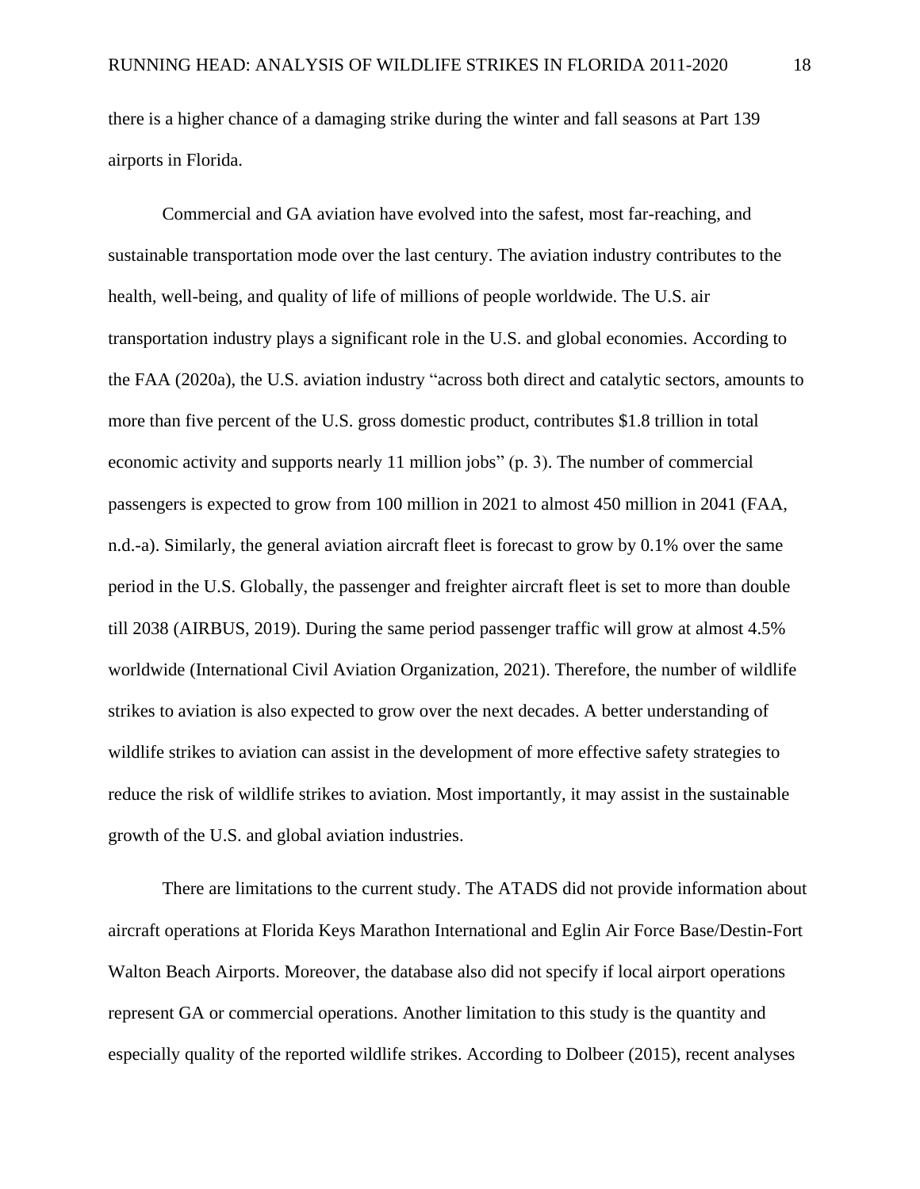there is a higher chance of a damaging strike during the winter and fall seasons at Part 139 airports in Florida.

Commercial and GA aviation have evolved into the safest, most far-reaching, and sustainable transportation mode over the last century. The aviation industry contributes to the health, well-being, and quality of life of millions of people worldwide. The U.S. air transportation industry plays a significant role in the U.S. and global economies. According to the FAA (2020a), the U.S. aviation industry "across both direct and catalytic sectors, amounts to more than five percent of the U.S. gross domestic product, contributes $1.8 trillion in total economic activity and supports nearly 11 million jobs" (p. 3). The number of commercial passengers is expected to grow from 100 million in 2021 to almost 450 million in 2041 (FAA, n.d.-a). Similarly, the general aviation aircraft fleet is forecast to grow by 0.1% over the same period in the U.S. Globally, the passenger and freighter aircraft fleet is set to more than double till 2038 (AIRBUS, 2019). During the same period passenger traffic will grow at almost 4.5% worldwide (International Civil Aviation Organization, 2021). Therefore, the number of wildlife strikes to aviation is also expected to grow over the next decades. A better understanding of wildlife strikes to aviation can assist in the development of more effective safety strategies to reduce the risk of wildlife strikes to aviation. Most importantly, it may assist in the sustainable growth of the U.S. and global aviation industries.

There are limitations to the current study. The ATADS did not provide information about aircraft operations at Florida Keys Marathon International and Eglin Air Force Base/Destin-Fort Walton Beach Airports. Moreover, the database also did not specify if local airport operations represent GA or commercial operations. Another limitation to this study is the quantity and especially quality of the reported wildlife strikes. According to Dolbeer (2015), recent analyses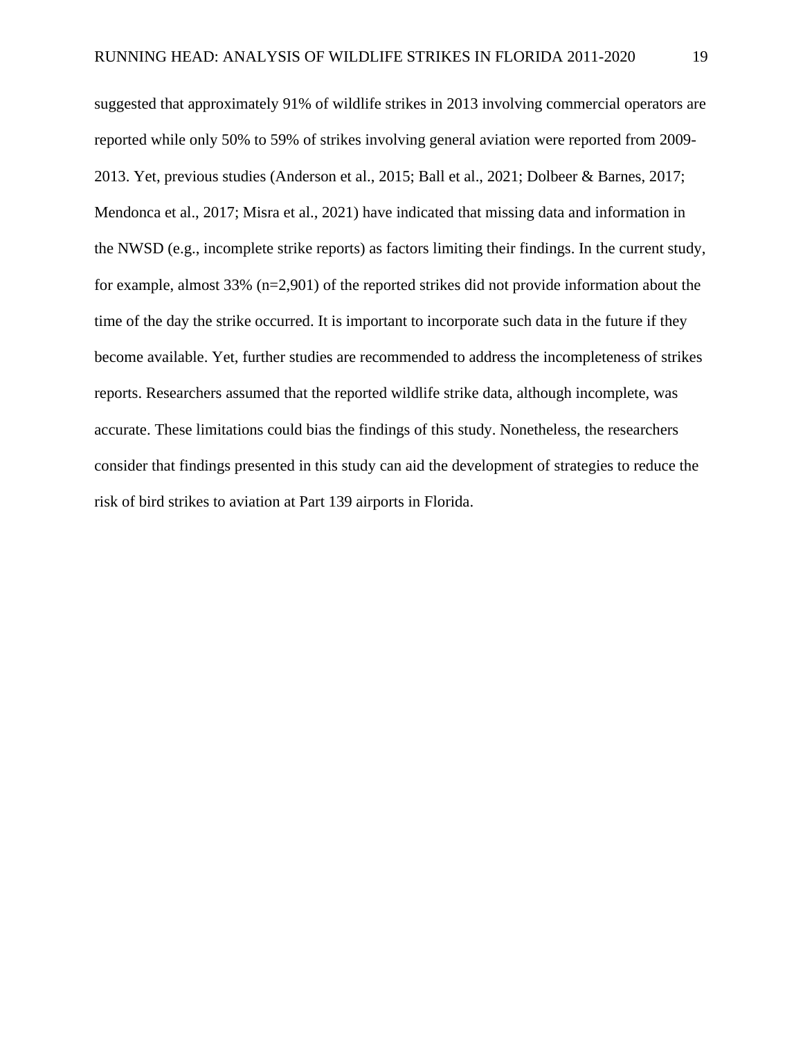suggested that approximately 91% of wildlife strikes in 2013 involving commercial operators are reported while only 50% to 59% of strikes involving general aviation were reported from 2009-2013. Yet, previous studies (Anderson et al., 2015; Ball et al., 2021; Dolbeer & Barnes, 2017; Mendonca et al., 2017; Misra et al., 2021) have indicated that missing data and information in the NWSD (e.g., incomplete strike reports) as factors limiting their findings. In the current study, for example, almost 33% (n=2,901) of the reported strikes did not provide information about the time of the day the strike occurred. It is important to incorporate such data in the future if they become available. Yet, further studies are recommended to address the incompleteness of strikes reports. Researchers assumed that the reported wildlife strike data, although incomplete, was accurate. These limitations could bias the findings of this study. Nonetheless, the researchers consider that findings presented in this study can aid the development of strategies to reduce the risk of bird strikes to aviation at Part 139 airports in Florida.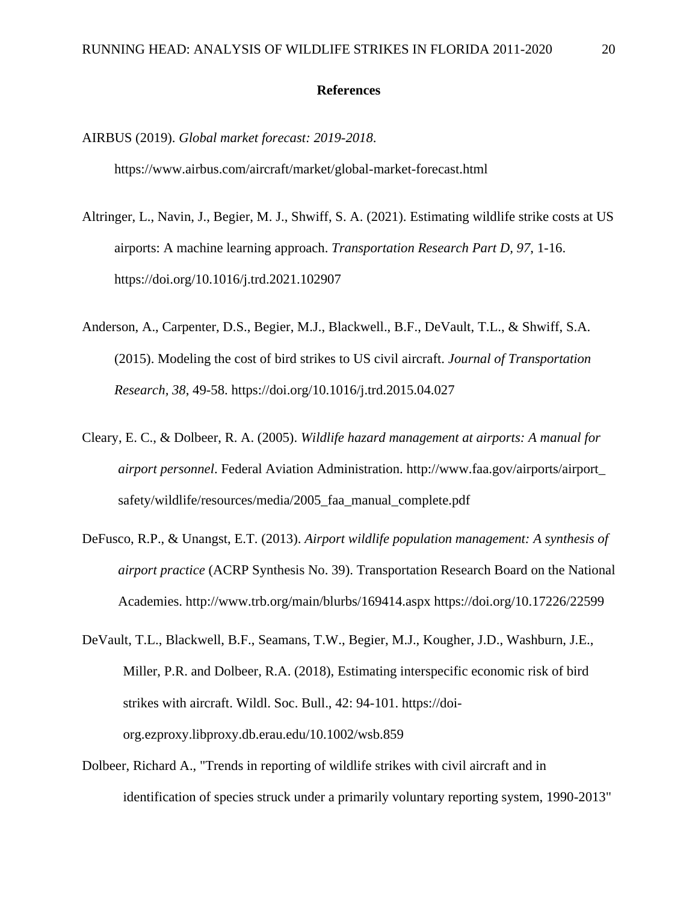**References**

AIRBUS (2019). *Global market forecast: 2019-2018*. https://www.airbus.com/aircraft/market/global-market-forecast.html

Altringer, L., Navin, J., Begier, M. J., Shwiff, S. A. (2021). Estimating wildlife strike costs at US airports: A machine learning approach. *Transportation Research Part D, 97*, 1-16. https://doi.org/10.1016/j.trd.2021.102907

Anderson, A., Carpenter, D.S., Begier, M.J., Blackwell., B.F., DeVault, T.L., & Shwiff, S.A. (2015). Modeling the cost of bird strikes to US civil aircraft. *Journal of Transportation Research, 38*, 49-58. https://doi.org/10.1016/j.trd.2015.04.027

Cleary, E. C., & Dolbeer, R. A. (2005). *Wildlife hazard management at airports: A manual for airport personnel*. Federal Aviation Administration. http://www.faa.gov/airports/airport_ safety/wildlife/resources/media/2005_faa_manual_complete.pdf

DeFusco, R.P., & Unangst, E.T. (2013). *Airport wildlife population management: A synthesis of airport practice* (ACRP Synthesis No. 39). Transportation Research Board on the National Academies. http://www.trb.org/main/blurbs/169414.aspx https://doi.org/10.17226/22599

DeVault, T.L., Blackwell, B.F., Seamans, T.W., Begier, M.J., Kougher, J.D., Washburn, J.E., Miller, P.R. and Dolbeer, R.A. (2018), Estimating interspecific economic risk of bird strikes with aircraft. Wildl. Soc. Bull., 42: 94-101. https://doi-org.ezproxy.libproxy.db.erau.edu/10.1002/wsb.859

Dolbeer, Richard A., "Trends in reporting of wildlife strikes with civil aircraft and in identification of species struck under a primarily voluntary reporting system, 1990-2013"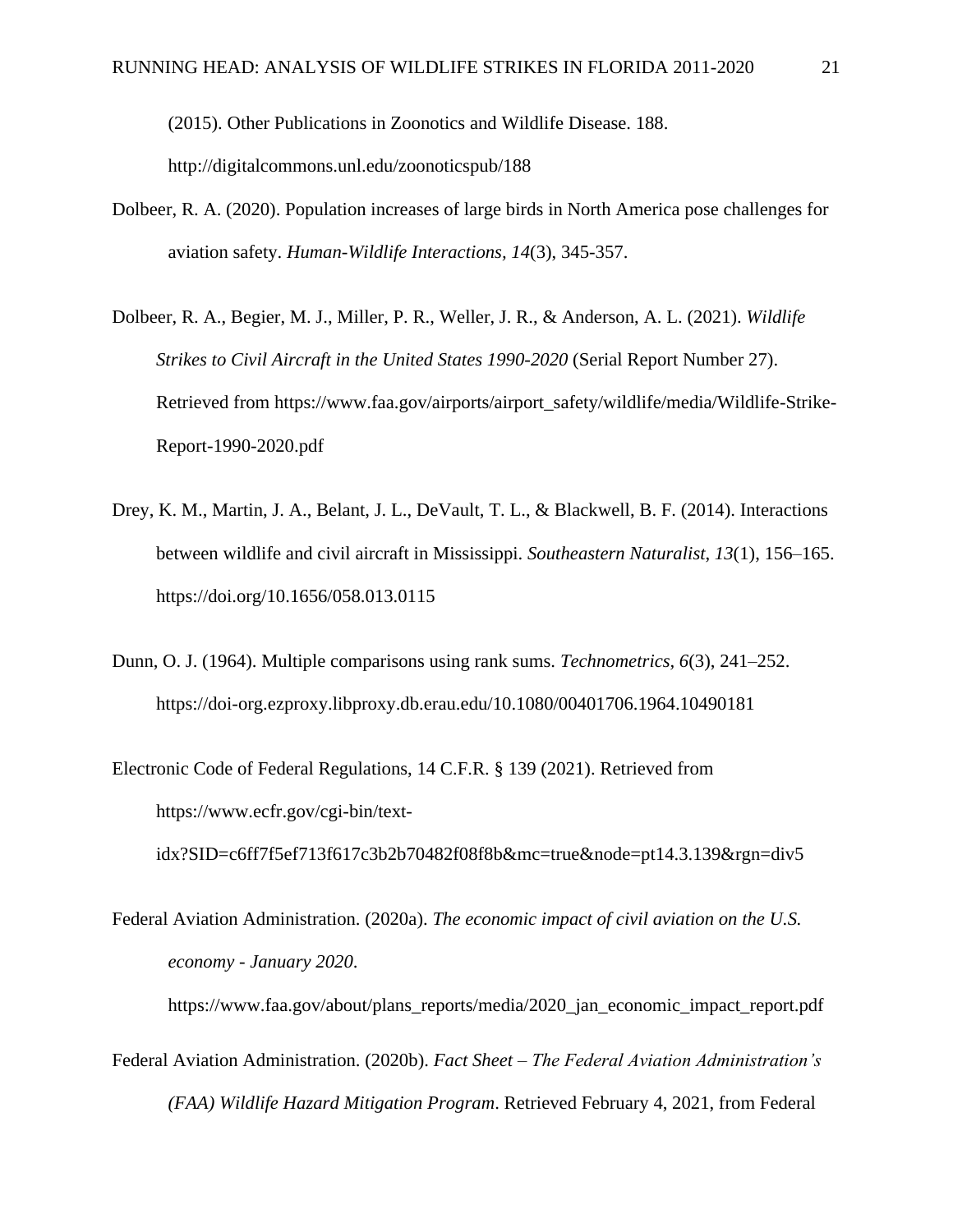(2015). Other Publications in Zoonotics and Wildlife Disease. 188. http://digitalcommons.unl.edu/zoonoticspub/188

Dolbeer, R. A. (2020). Population increases of large birds in North America pose challenges for aviation safety. *Human-Wildlife Interactions, 14*(3), 345-357.

Dolbeer, R. A., Begier, M. J., Miller, P. R., Weller, J. R., & Anderson, A. L. (2021). *Wildlife Strikes to Civil Aircraft in the United States 1990-2020* (Serial Report Number 27). Retrieved from https://www.faa.gov/airports/airport_safety/wildlife/media/Wildlife-Strike-Report-1990-2020.pdf

Drey, K. M., Martin, J. A., Belant, J. L., DeVault, T. L., & Blackwell, B. F. (2014). Interactions between wildlife and civil aircraft in Mississippi. *Southeastern Naturalist*, *13*(1), 156–165. https://doi.org/10.1656/058.013.0115

Dunn, O. J. (1964). Multiple comparisons using rank sums. *Technometrics*, *6*(3), 241–252. https://doi-org.ezproxy.libproxy.db.erau.edu/10.1080/00401706.1964.10490181

Electronic Code of Federal Regulations, 14 C.F.R. § 139 (2021). Retrieved from https://www.ecfr.gov/cgi-bin/text-idx?SID=c6ff7f5ef713f617c3b2b70482f08f8b&mc=true&node=pt14.3.139&rgn=div5

Federal Aviation Administration. (2020a). *The economic impact of civil aviation on the U.S. economy - January 2020*. https://www.faa.gov/about/plans_reports/media/2020_jan_economic_impact_report.pdf

Federal Aviation Administration. (2020b). *Fact Sheet – The Federal Aviation Administration's (FAA) Wildlife Hazard Mitigation Program*. Retrieved February 4, 2021, from Federal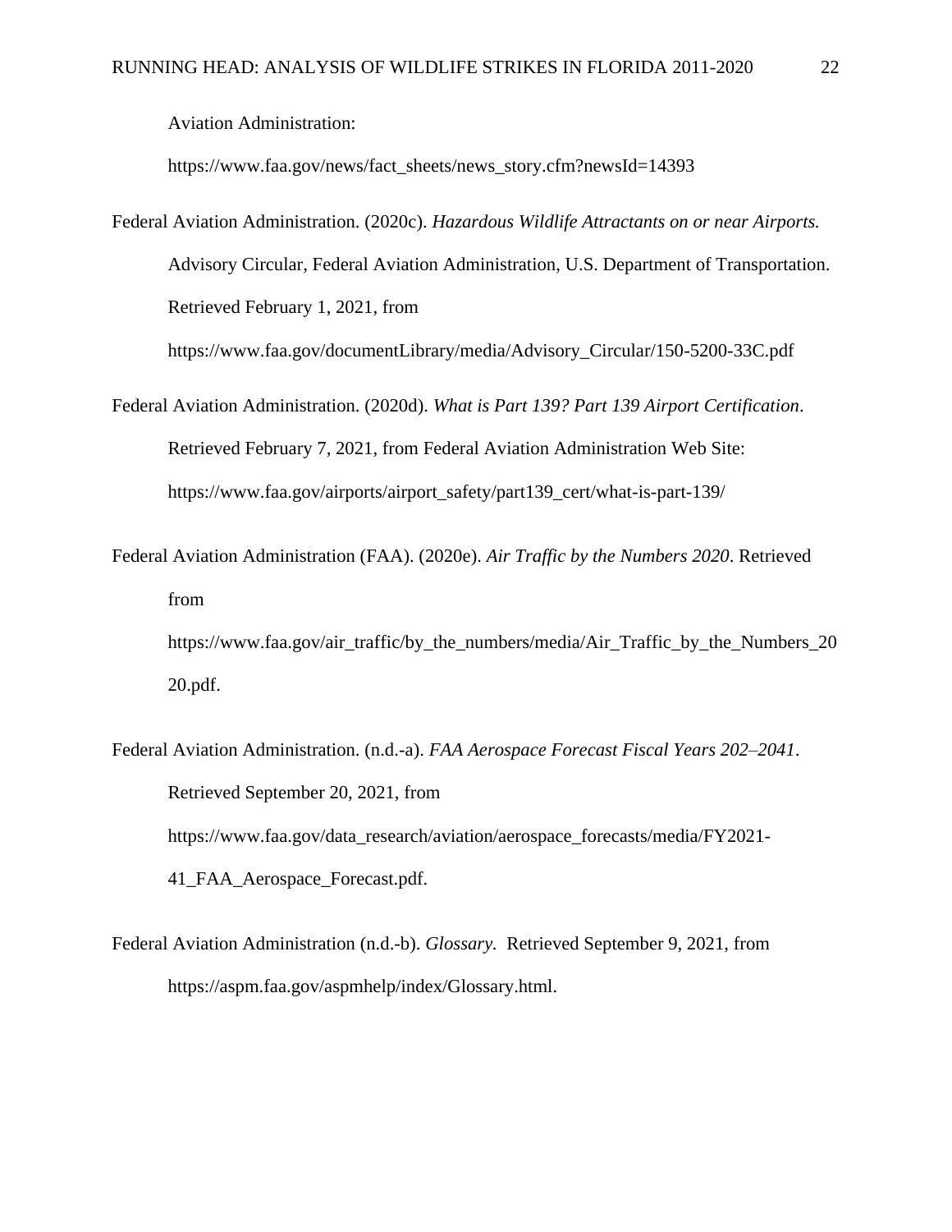Aviation Administration: https://www.faa.gov/news/fact_sheets/news_story.cfm?newsId=14393

Federal Aviation Administration. (2020c). *Hazardous Wildlife Attractants on or near Airports.* Advisory Circular, Federal Aviation Administration, U.S. Department of Transportation. Retrieved February 1, 2021, from https://www.faa.gov/documentLibrary/media/Advisory_Circular/150-5200-33C.pdf

Federal Aviation Administration. (2020d). *What is Part 139? Part 139 Airport Certification*. Retrieved February 7, 2021, from Federal Aviation Administration Web Site: https://www.faa.gov/airports/airport_safety/part139_cert/what-is-part-139/

Federal Aviation Administration (FAA). (2020e). *Air Traffic by the Numbers 2020*. Retrieved from https://www.faa.gov/air_traffic/by_the_numbers/media/Air_Traffic_by_the_Numbers_2020.pdf.

Federal Aviation Administration. (n.d.-a). *FAA Aerospace Forecast Fiscal Years 202–2041*. Retrieved September 20, 2021, from https://www.faa.gov/data_research/aviation/aerospace_forecasts/media/FY2021-41_FAA_Aerospace_Forecast.pdf.

Federal Aviation Administration (n.d.-b). *Glossary.* Retrieved September 9, 2021, from https://aspm.faa.gov/aspmhelp/index/Glossary.html.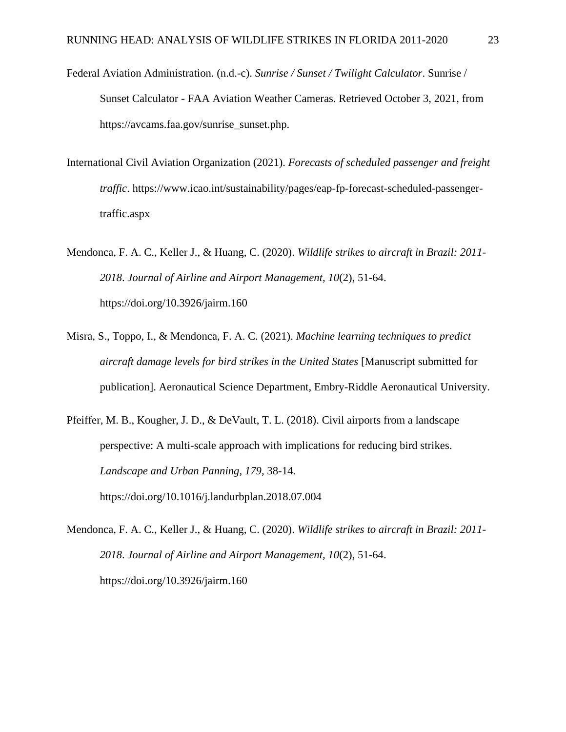Federal Aviation Administration. (n.d.-c). *Sunrise / Sunset / Twilight Calculator*. Sunrise / Sunset Calculator - FAA Aviation Weather Cameras. Retrieved October 3, 2021, from https://avcams.faa.gov/sunrise_sunset.php.

International Civil Aviation Organization (2021). *Forecasts of scheduled passenger and freight traffic*. https://www.icao.int/sustainability/pages/eap-fp-forecast-scheduled-passenger-traffic.aspx

Mendonca, F. A. C., Keller J., & Huang, C. (2020). *Wildlife strikes to aircraft in Brazil: 2011-2018*. *Journal of Airline and Airport Management, 10*(2), 51-64. https://doi.org/10.3926/jairm.160

Misra, S., Toppo, I., & Mendonca, F. A. C. (2021). *Machine learning techniques to predict aircraft damage levels for bird strikes in the United States* [Manuscript submitted for publication]. Aeronautical Science Department, Embry-Riddle Aeronautical University.

Pfeiffer, M. B., Kougher, J. D., & DeVault, T. L. (2018). Civil airports from a landscape perspective: A multi-scale approach with implications for reducing bird strikes. *Landscape and Urban Panning, 179*, 38-14. https://doi.org/10.1016/j.landurbplan.2018.07.004

Mendonca, F. A. C., Keller J., & Huang, C. (2020). *Wildlife strikes to aircraft in Brazil: 2011-2018*. *Journal of Airline and Airport Management, 10*(2), 51-64. https://doi.org/10.3926/jairm.160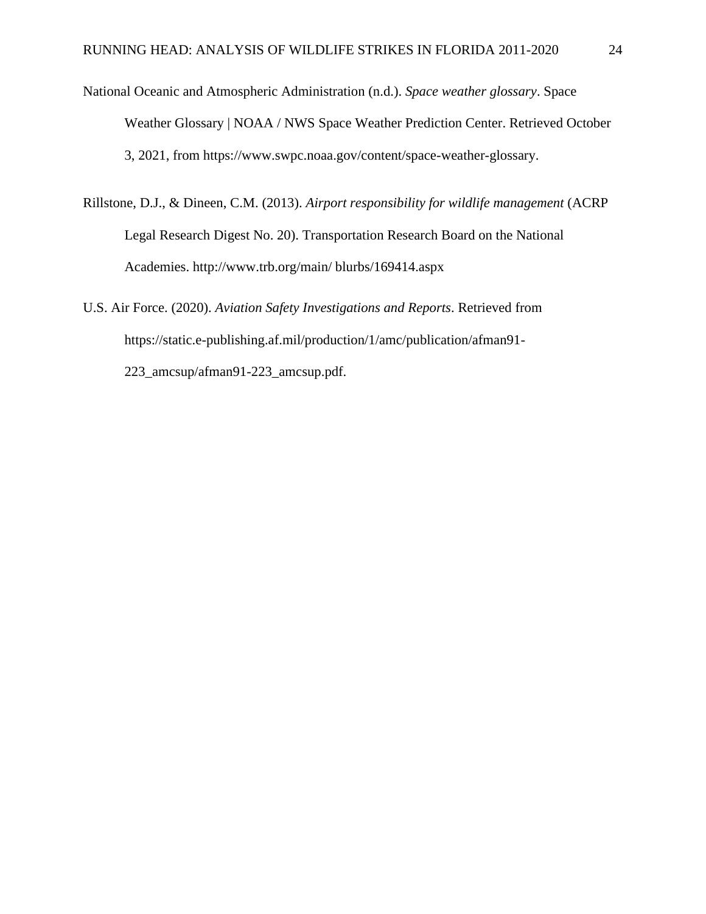National Oceanic and Atmospheric Administration (n.d.). *Space weather glossary*. Space Weather Glossary | NOAA / NWS Space Weather Prediction Center. Retrieved October 3, 2021, from https://www.swpc.noaa.gov/content/space-weather-glossary.

Rillstone, D.J., & Dineen, C.M. (2013). *Airport responsibility for wildlife management* (ACRP Legal Research Digest No. 20). Transportation Research Board on the National Academies. http://www.trb.org/main/ blurbs/169414.aspx

U.S. Air Force. (2020). *Aviation Safety Investigations and Reports*. Retrieved from https://static.e-publishing.af.mil/production/1/amc/publication/afman91-223_amcsup/afman91-223_amcsup.pdf.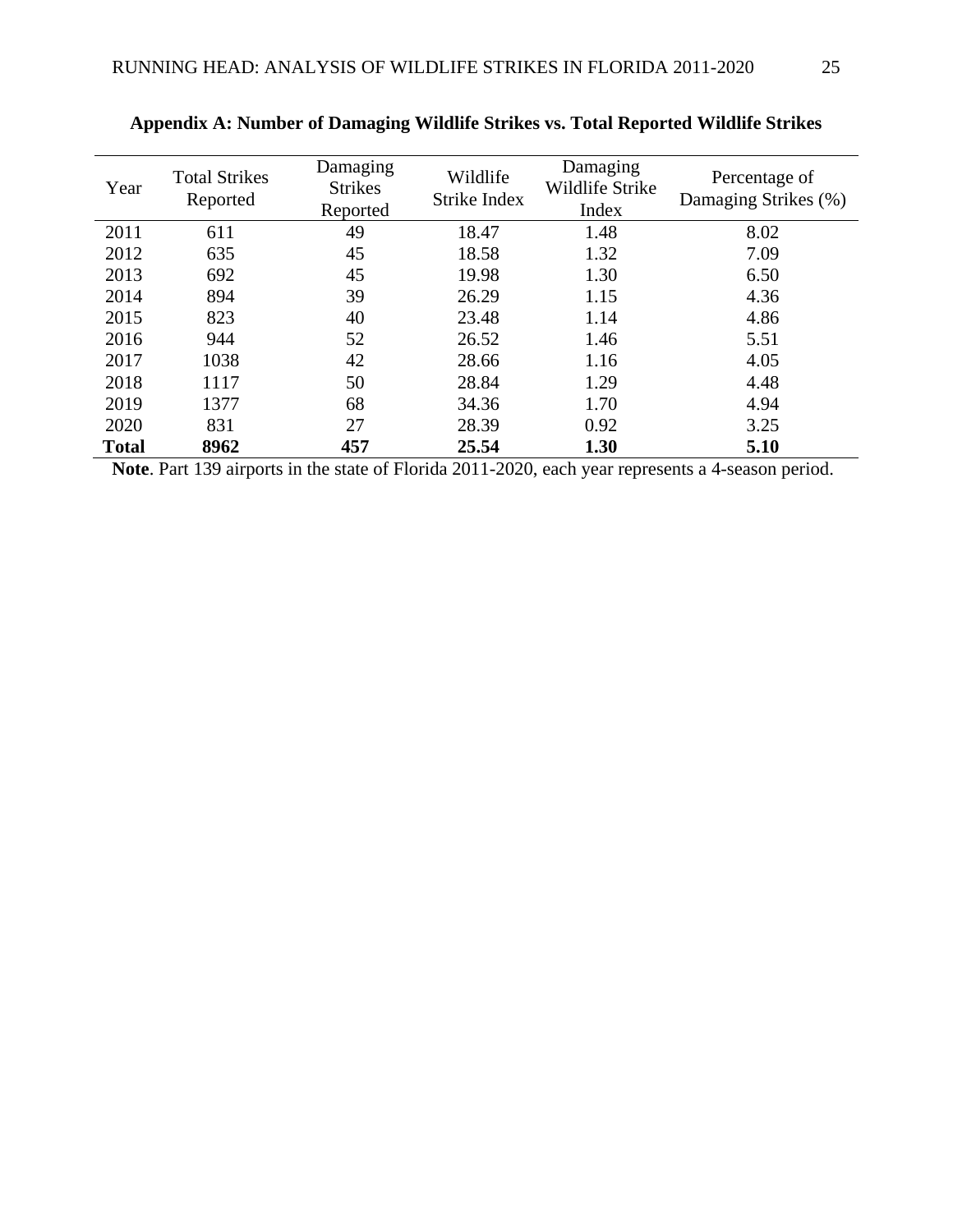**Appendix A: Number of Damaging Wildlife Strikes vs. Total Reported Wildlife Strikes**

| Year | Total Strikes Reported | Damaging Strikes Reported | Wildlife Strike Index | Damaging Wildlife Strike Index | Percentage of Damaging Strikes (%) |
|---|---|---|---|---|---|
| 2011 | 611 | 49 | 18.47 | 1.48 | 8.02 |
| 2012 | 635 | 45 | 18.58 | 1.32 | 7.09 |
| 2013 | 692 | 45 | 19.98 | 1.30 | 6.50 |
| 2014 | 894 | 39 | 26.29 | 1.15 | 4.36 |
| 2015 | 823 | 40 | 23.48 | 1.14 | 4.86 |
| 2016 | 944 | 52 | 26.52 | 1.46 | 5.51 |
| 2017 | 1038 | 42 | 28.66 | 1.16 | 4.05 |
| 2018 | 1117 | 50 | 28.84 | 1.29 | 4.48 |
| 2019 | 1377 | 68 | 34.36 | 1.70 | 4.94 |
| 2020 | 831 | 27 | 28.39 | 0.92 | 3.25 |
| **Total** | **8962** | **457** | **25.54** | **1.30** | **5.10** |

**Note**. Part 139 airports in the state of Florida 2011-2020, each year represents a 4-season period.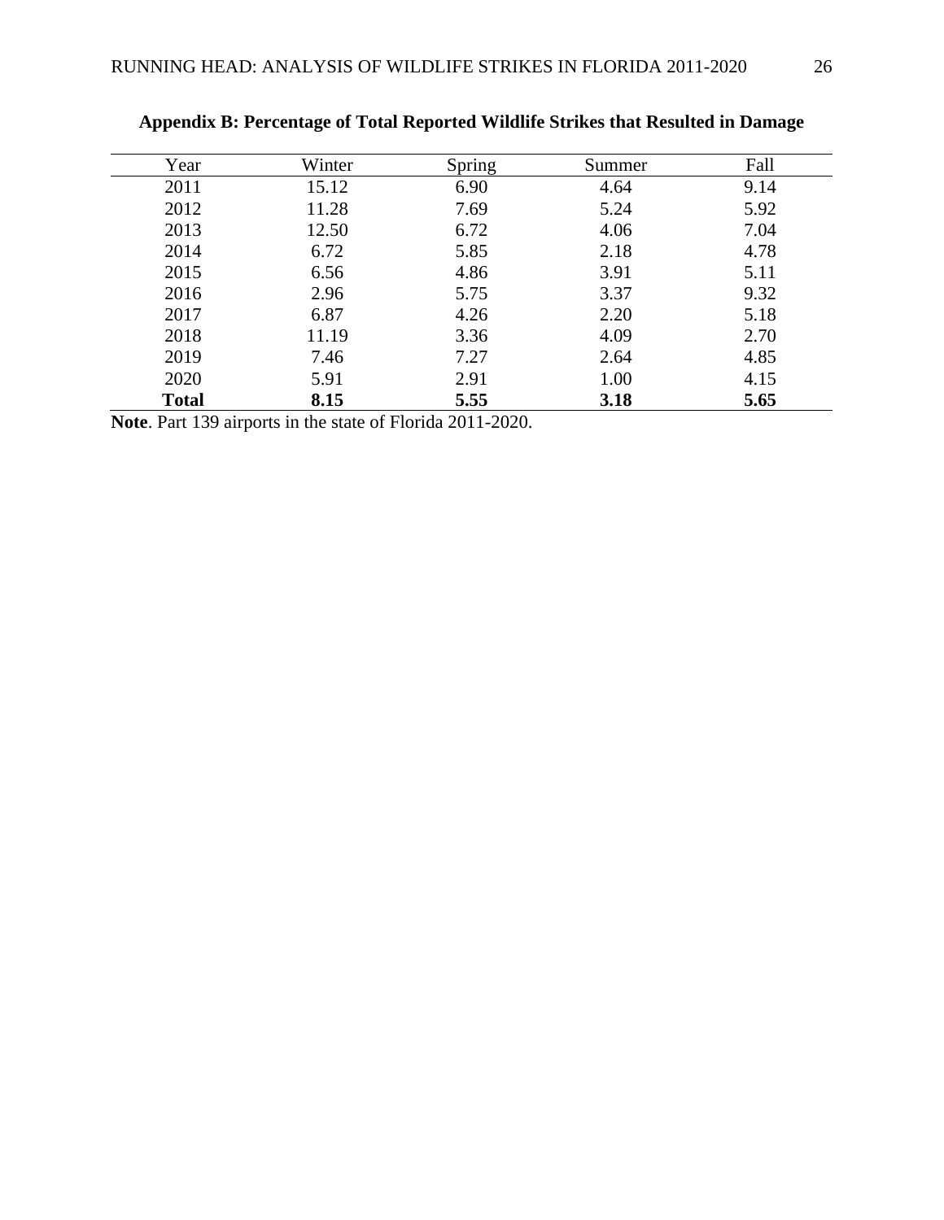**Appendix B: Percentage of Total Reported Wildlife Strikes that Resulted in Damage**

| Year | Winter | Spring | Summer | Fall |
|---|---|---|---|---|
| 2011 | 15.12 | 6.90 | 4.64 | 9.14 |
| 2012 | 11.28 | 7.69 | 5.24 | 5.92 |
| 2013 | 12.50 | 6.72 | 4.06 | 7.04 |
| 2014 | 6.72 | 5.85 | 2.18 | 4.78 |
| 2015 | 6.56 | 4.86 | 3.91 | 5.11 |
| 2016 | 2.96 | 5.75 | 3.37 | 9.32 |
| 2017 | 6.87 | 4.26 | 2.20 | 5.18 |
| 2018 | 11.19 | 3.36 | 4.09 | 2.70 |
| 2019 | 7.46 | 7.27 | 2.64 | 4.85 |
| 2020 | 5.91 | 2.91 | 1.00 | 4.15 |
| **Total** | **8.15** | **5.55** | **3.18** | **5.65** |

**Note**. Part 139 airports in the state of Florida 2011-2020.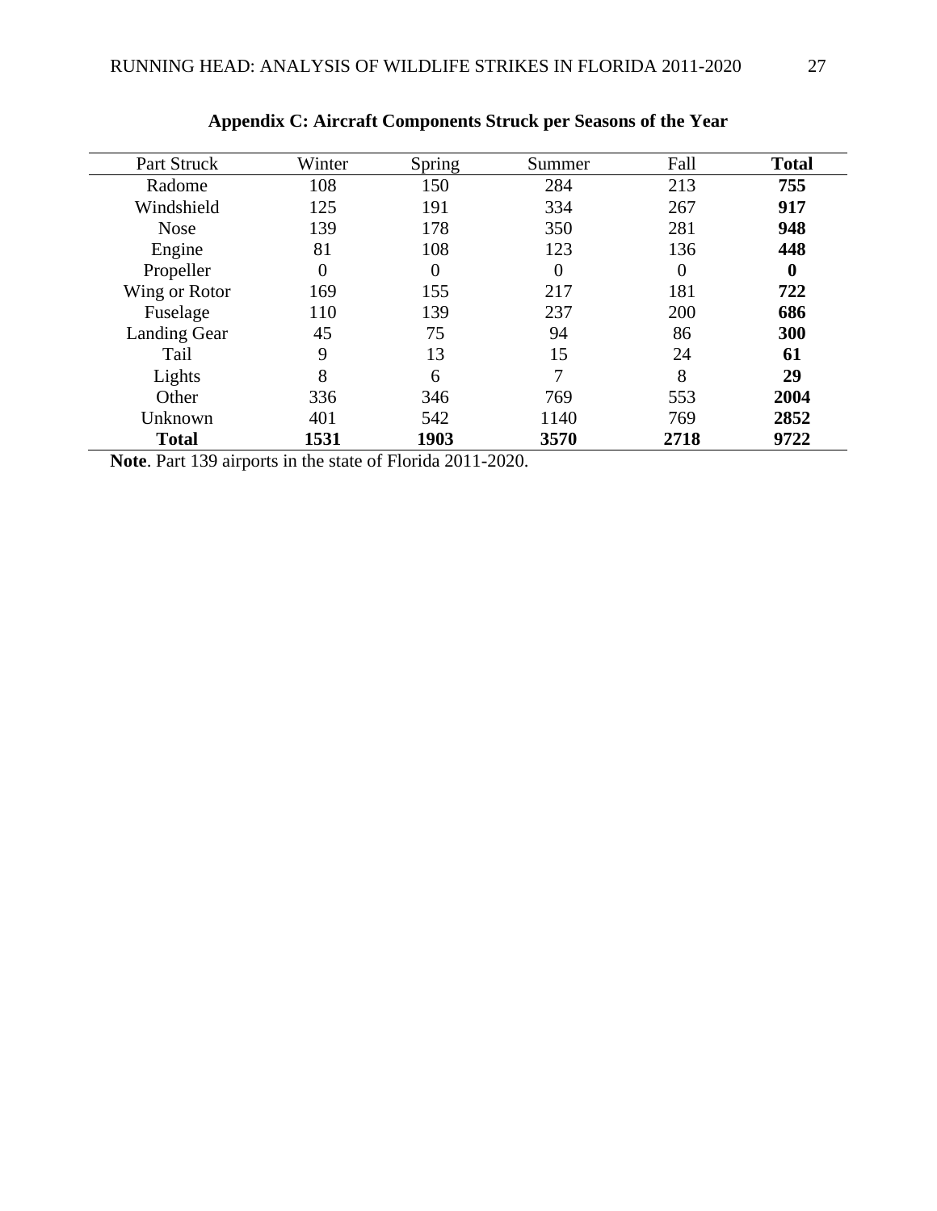**Appendix C: Aircraft Components Struck per Seasons of the Year**

| Part Struck | Winter | Spring | Summer | Fall | **Total** |
|---|---|---|---|---|---|
| Radome | 108 | 150 | 284 | 213 | **755** |
| Windshield | 125 | 191 | 334 | 267 | **917** |
| Nose | 139 | 178 | 350 | 281 | **948** |
| Engine | 81 | 108 | 123 | 136 | **448** |
| Propeller | 0 | 0 | 0 | 0 | **0** |
| Wing or Rotor | 169 | 155 | 217 | 181 | **722** |
| Fuselage | 110 | 139 | 237 | 200 | **686** |
| Landing Gear | 45 | 75 | 94 | 86 | **300** |
| Tail | 9 | 13 | 15 | 24 | **61** |
| Lights | 8 | 6 | 7 | 8 | **29** |
| Other | 336 | 346 | 769 | 553 | **2004** |
| Unknown | 401 | 542 | 1140 | 769 | **2852** |
| **Total** | **1531** | **1903** | **3570** | **2718** | **9722** |

**Note**. Part 139 airports in the state of Florida 2011-2020.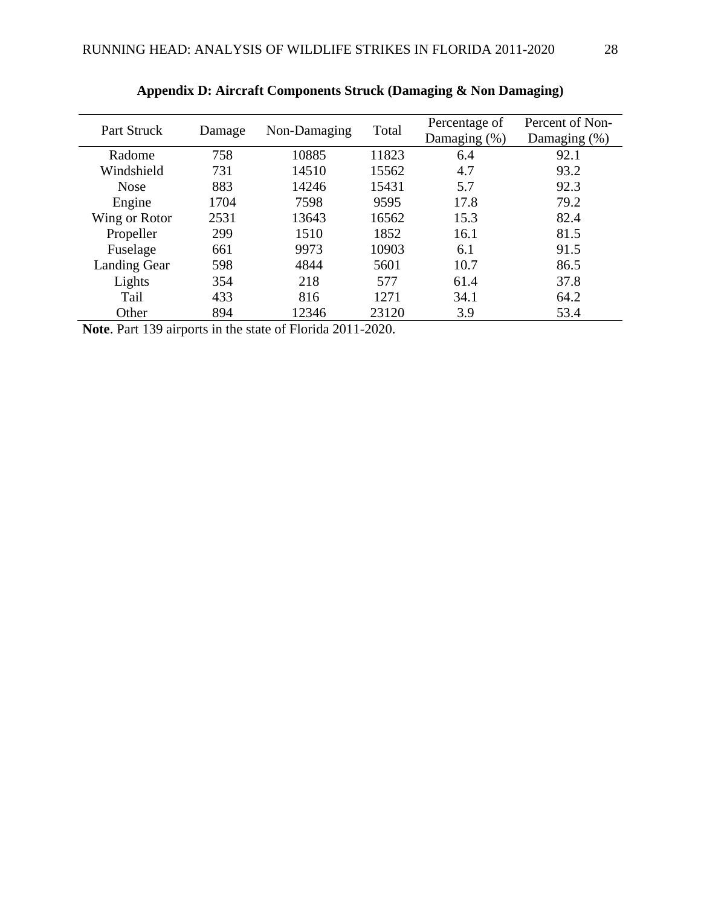**Appendix D: Aircraft Components Struck (Damaging & Non Damaging)**

| Part Struck | Damage | Non-Damaging | Total | Percentage of Damaging (%) | Percent of Non-Damaging (%) |
|---|---|---|---|---|---|
| Radome | 758 | 10885 | 11823 | 6.4 | 92.1 |
| Windshield | 731 | 14510 | 15562 | 4.7 | 93.2 |
| Nose | 883 | 14246 | 15431 | 5.7 | 92.3 |
| Engine | 1704 | 7598 | 9595 | 17.8 | 79.2 |
| Wing or Rotor | 2531 | 13643 | 16562 | 15.3 | 82.4 |
| Propeller | 299 | 1510 | 1852 | 16.1 | 81.5 |
| Fuselage | 661 | 9973 | 10903 | 6.1 | 91.5 |
| Landing Gear | 598 | 4844 | 5601 | 10.7 | 86.5 |
| Lights | 354 | 218 | 577 | 61.4 | 37.8 |
| Tail | 433 | 816 | 1271 | 34.1 | 64.2 |
| Other | 894 | 12346 | 23120 | 3.9 | 53.4 |

**Note**. Part 139 airports in the state of Florida 2011-2020.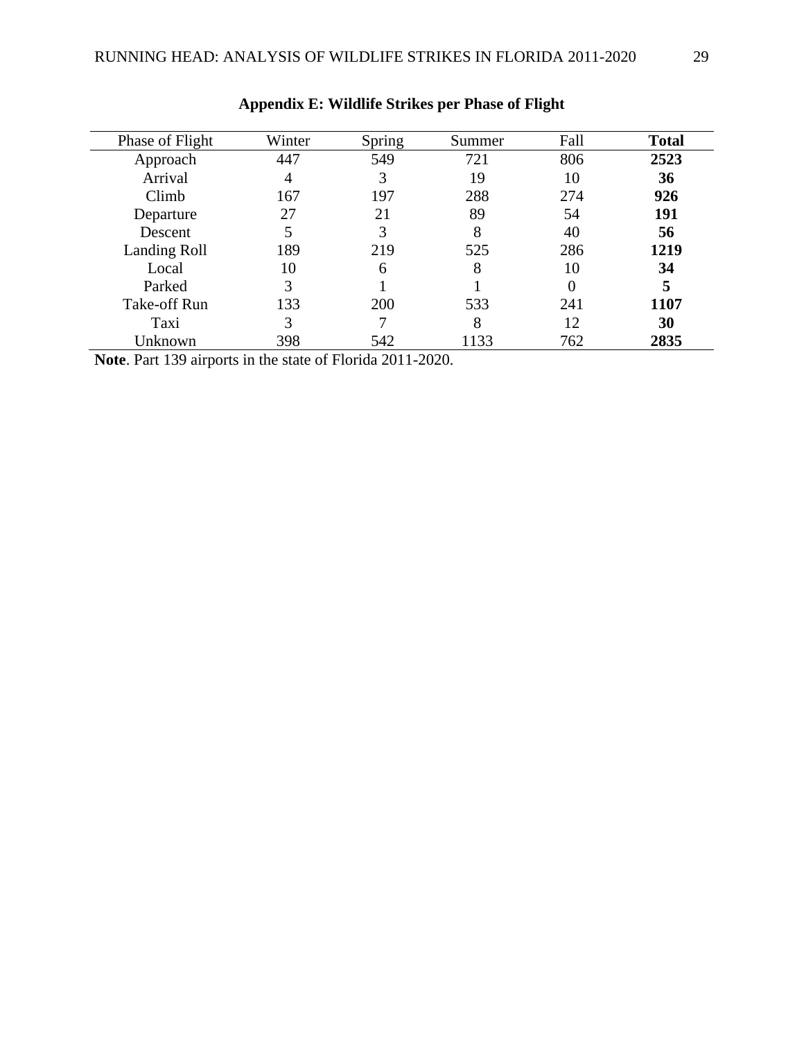**Appendix E: Wildlife Strikes per Phase of Flight**

| Phase of Flight | Winter | Spring | Summer | Fall | **Total** |
|---|---|---|---|---|---|
| Approach | 447 | 549 | 721 | 806 | **2523** |
| Arrival | 4 | 3 | 19 | 10 | **36** |
| Climb | 167 | 197 | 288 | 274 | **926** |
| Departure | 27 | 21 | 89 | 54 | **191** |
| Descent | 5 | 3 | 8 | 40 | **56** |
| Landing Roll | 189 | 219 | 525 | 286 | **1219** |
| Local | 10 | 6 | 8 | 10 | **34** |
| Parked | 3 | 1 | 1 | 0 | **5** |
| Take-off Run | 133 | 200 | 533 | 241 | **1107** |
| Taxi | 3 | 7 | 8 | 12 | **30** |
| Unknown | 398 | 542 | 1133 | 762 | **2835** |

**Note**. Part 139 airports in the state of Florida 2011-2020.